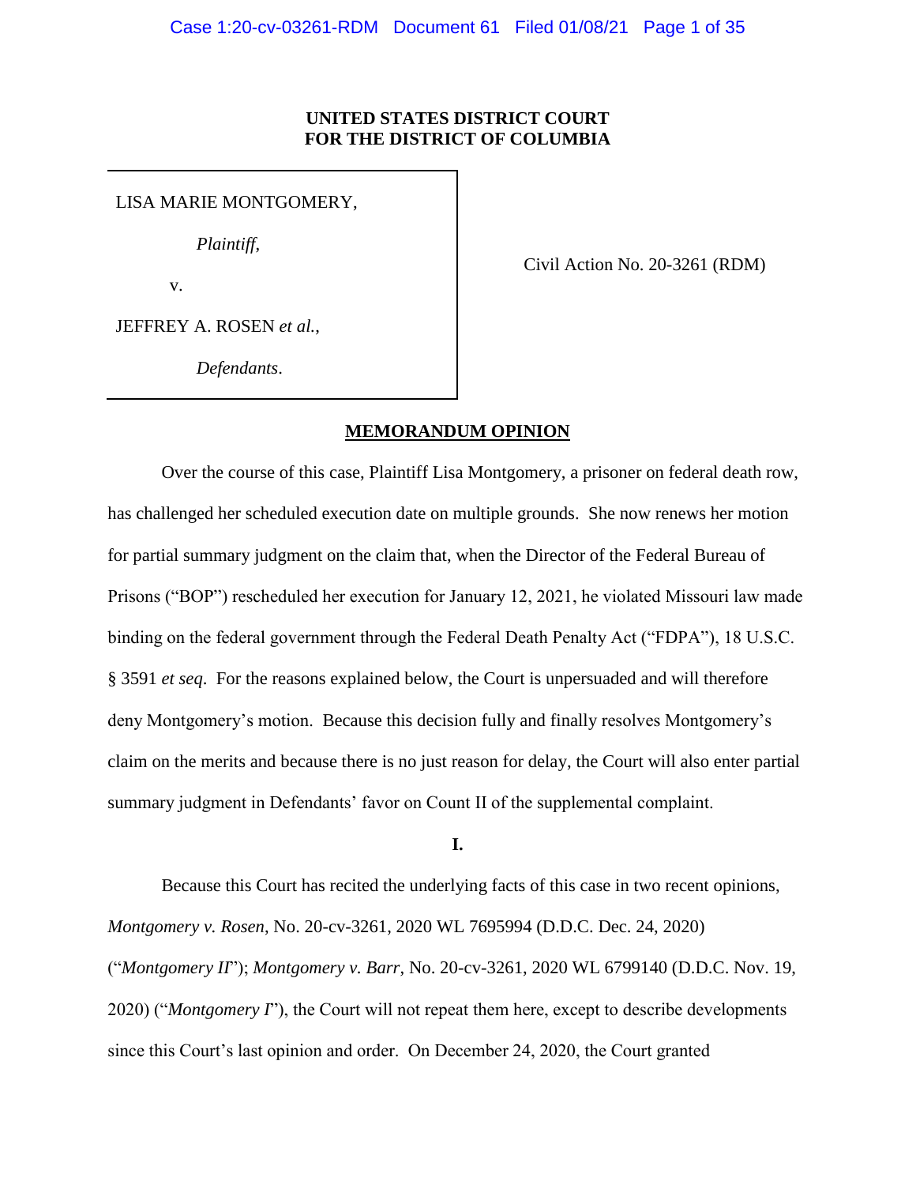**UNITED STATES DISTRICT COURT**
**FOR THE DISTRICT OF COLUMBIA**

LISA MARIE MONTGOMERY,

*Plaintiff*,

v.

JEFFREY A. ROSEN *et al.*,

*Defendants*.

Civil Action No. 20-3261 (RDM)

## MEMORANDUM OPINION

Over the course of this case, Plaintiff Lisa Montgomery, a prisoner on federal death row, has challenged her scheduled execution date on multiple grounds. She now renews her motion for partial summary judgment on the claim that, when the Director of the Federal Bureau of Prisons ("BOP") rescheduled her execution for January 12, 2021, he violated Missouri law made binding on the federal government through the Federal Death Penalty Act ("FDPA"), 18 U.S.C. § 3591 *et seq*. For the reasons explained below, the Court is unpersuaded and will therefore deny Montgomery's motion. Because this decision fully and finally resolves Montgomery's claim on the merits and because there is no just reason for delay, the Court will also enter partial summary judgment in Defendants' favor on Count II of the supplemental complaint.

### I.

Because this Court has recited the underlying facts of this case in two recent opinions, *Montgomery v. Rosen*, No. 20-cv-3261, 2020 WL 7695994 (D.D.C. Dec. 24, 2020) ("*Montgomery II*"); *Montgomery v. Barr*, No. 20-cv-3261, 2020 WL 6799140 (D.D.C. Nov. 19, 2020) ("*Montgomery I*"), the Court will not repeat them here, except to describe developments since this Court's last opinion and order. On December 24, 2020, the Court granted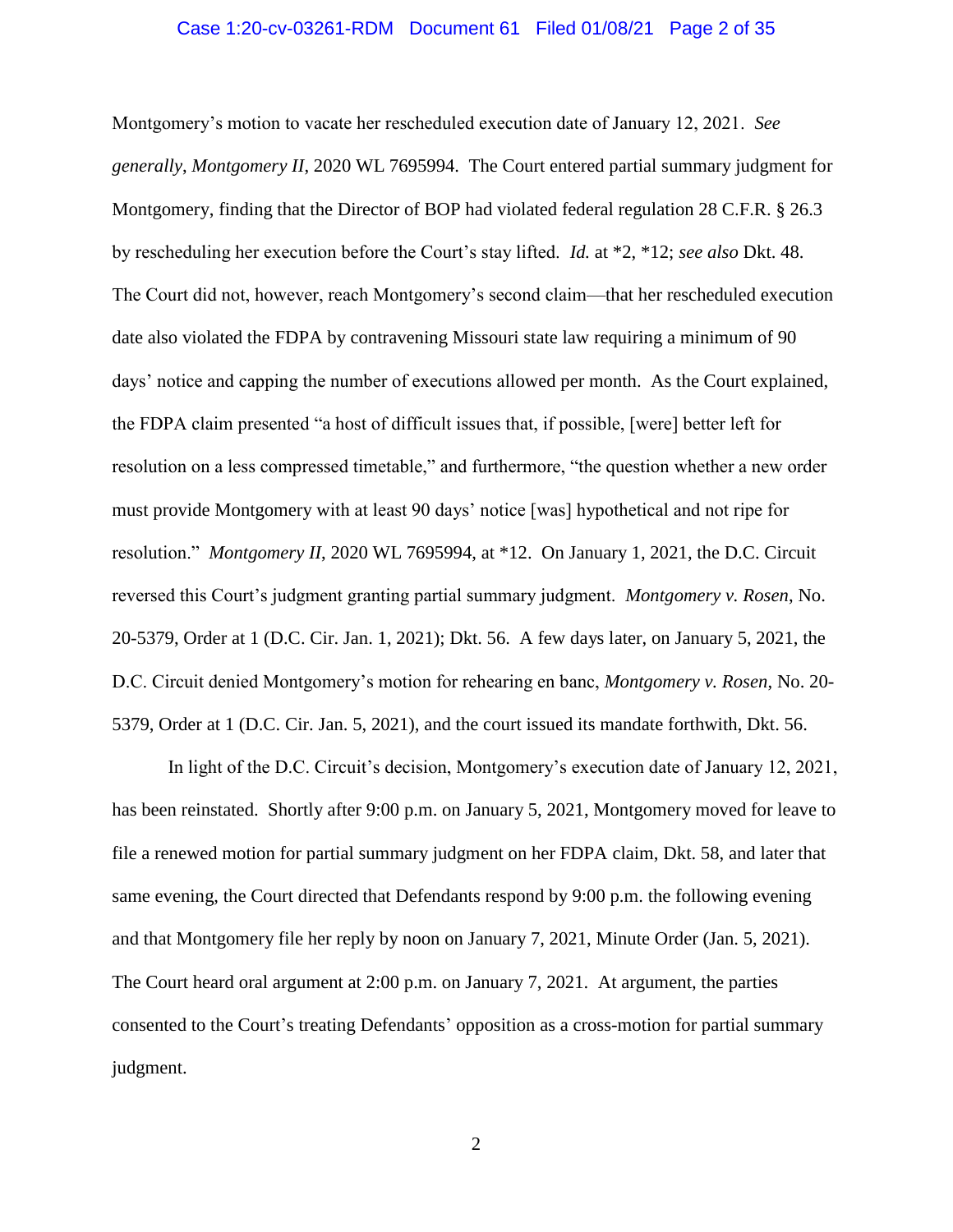Montgomery's motion to vacate her rescheduled execution date of January 12, 2021. *See generally*, *Montgomery II*, 2020 WL 7695994. The Court entered partial summary judgment for Montgomery, finding that the Director of BOP had violated federal regulation 28 C.F.R. § 26.3 by rescheduling her execution before the Court's stay lifted. *Id.* at *2, *12; *see also* Dkt. 48. The Court did not, however, reach Montgomery's second claim—that her rescheduled execution date also violated the FDPA by contravening Missouri state law requiring a minimum of 90 days' notice and capping the number of executions allowed per month. As the Court explained, the FDPA claim presented "a host of difficult issues that, if possible, [were] better left for resolution on a less compressed timetable," and furthermore, "the question whether a new order must provide Montgomery with at least 90 days' notice [was] hypothetical and not ripe for resolution." *Montgomery II*, 2020 WL 7695994, at *12. On January 1, 2021, the D.C. Circuit reversed this Court's judgment granting partial summary judgment. *Montgomery v. Rosen*, No. 20-5379, Order at 1 (D.C. Cir. Jan. 1, 2021); Dkt. 56. A few days later, on January 5, 2021, the D.C. Circuit denied Montgomery's motion for rehearing en banc, *Montgomery v. Rosen*, No. 20-5379, Order at 1 (D.C. Cir. Jan. 5, 2021), and the court issued its mandate forthwith, Dkt. 56.

In light of the D.C. Circuit's decision, Montgomery's execution date of January 12, 2021, has been reinstated. Shortly after 9:00 p.m. on January 5, 2021, Montgomery moved for leave to file a renewed motion for partial summary judgment on her FDPA claim, Dkt. 58, and later that same evening, the Court directed that Defendants respond by 9:00 p.m. the following evening and that Montgomery file her reply by noon on January 7, 2021, Minute Order (Jan. 5, 2021). The Court heard oral argument at 2:00 p.m. on January 7, 2021. At argument, the parties consented to the Court's treating Defendants' opposition as a cross-motion for partial summary judgment.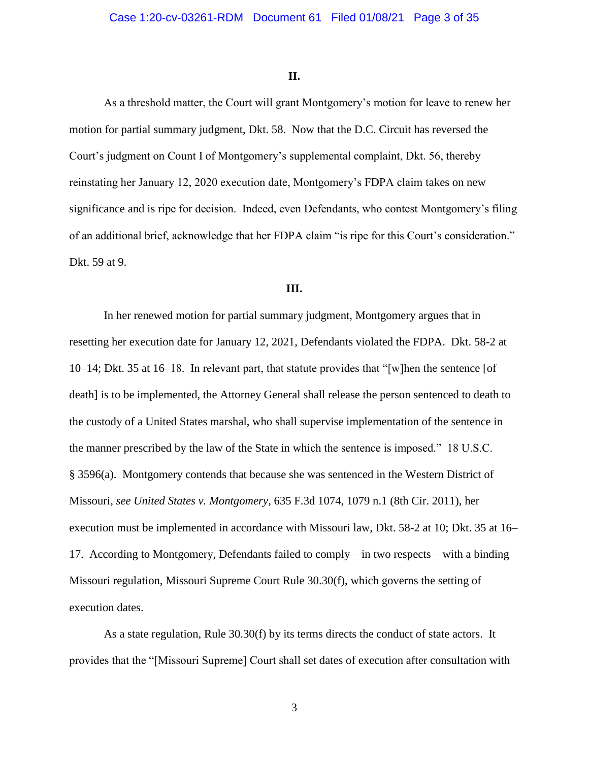## II.

As a threshold matter, the Court will grant Montgomery's motion for leave to renew her motion for partial summary judgment, Dkt. 58. Now that the D.C. Circuit has reversed the Court's judgment on Count I of Montgomery's supplemental complaint, Dkt. 56, thereby reinstating her January 12, 2020 execution date, Montgomery's FDPA claim takes on new significance and is ripe for decision. Indeed, even Defendants, who contest Montgomery's filing of an additional brief, acknowledge that her FDPA claim "is ripe for this Court's consideration." Dkt. 59 at 9.

## III.

In her renewed motion for partial summary judgment, Montgomery argues that in resetting her execution date for January 12, 2021, Defendants violated the FDPA. Dkt. 58-2 at 10–14; Dkt. 35 at 16–18. In relevant part, that statute provides that "[w]hen the sentence [of death] is to be implemented, the Attorney General shall release the person sentenced to death to the custody of a United States marshal, who shall supervise implementation of the sentence in the manner prescribed by the law of the State in which the sentence is imposed." 18 U.S.C. § 3596(a). Montgomery contends that because she was sentenced in the Western District of Missouri, *see United States v. Montgomery*, 635 F.3d 1074, 1079 n.1 (8th Cir. 2011), her execution must be implemented in accordance with Missouri law, Dkt. 58-2 at 10; Dkt. 35 at 16–17. According to Montgomery, Defendants failed to comply—in two respects—with a binding Missouri regulation, Missouri Supreme Court Rule 30.30(f), which governs the setting of execution dates.

As a state regulation, Rule 30.30(f) by its terms directs the conduct of state actors. It provides that the "[Missouri Supreme] Court shall set dates of execution after consultation with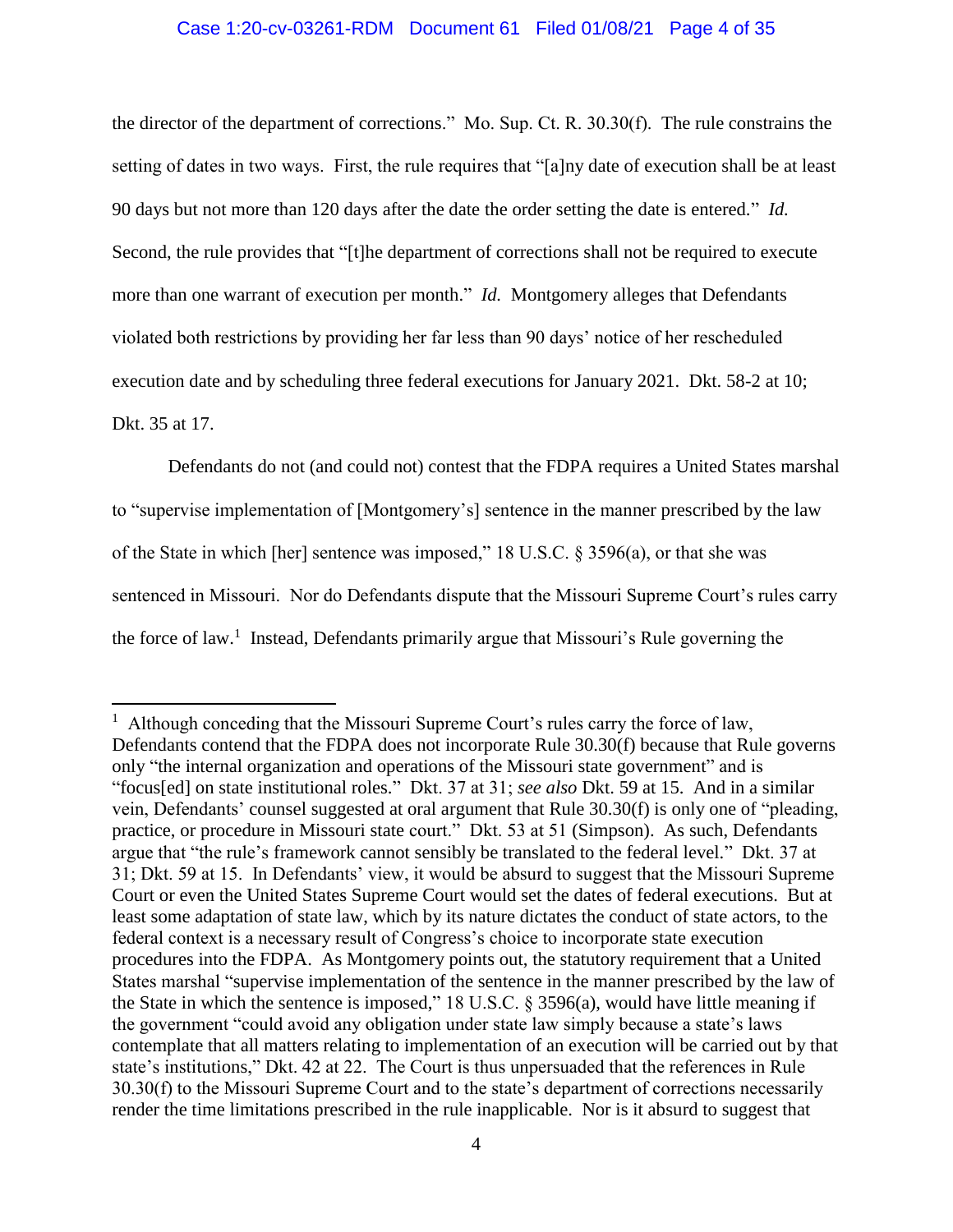the director of the department of corrections." Mo. Sup. Ct. R. 30.30(f). The rule constrains the setting of dates in two ways. First, the rule requires that "[a]ny date of execution shall be at least 90 days but not more than 120 days after the date the order setting the date is entered." *Id.* Second, the rule provides that "[t]he department of corrections shall not be required to execute more than one warrant of execution per month." *Id.* Montgomery alleges that Defendants violated both restrictions by providing her far less than 90 days' notice of her rescheduled execution date and by scheduling three federal executions for January 2021. Dkt. 58-2 at 10; Dkt. 35 at 17.

Defendants do not (and could not) contest that the FDPA requires a United States marshal to "supervise implementation of [Montgomery's] sentence in the manner prescribed by the law of the State in which [her] sentence was imposed," 18 U.S.C. § 3596(a), or that she was sentenced in Missouri. Nor do Defendants dispute that the Missouri Supreme Court's rules carry the force of law.[1] Instead, Defendants primarily argue that Missouri's Rule governing the

---

[1] Although conceding that the Missouri Supreme Court's rules carry the force of law, Defendants contend that the FDPA does not incorporate Rule 30.30(f) because that Rule governs only "the internal organization and operations of the Missouri state government" and is "focus[ed] on state institutional roles." Dkt. 37 at 31; *see also* Dkt. 59 at 15. And in a similar vein, Defendants' counsel suggested at oral argument that Rule 30.30(f) is only one of "pleading, practice, or procedure in Missouri state court." Dkt. 53 at 51 (Simpson). As such, Defendants argue that "the rule's framework cannot sensibly be translated to the federal level." Dkt. 37 at 31; Dkt. 59 at 15. In Defendants' view, it would be absurd to suggest that the Missouri Supreme Court or even the United States Supreme Court would set the dates of federal executions. But at least some adaptation of state law, which by its nature dictates the conduct of state actors, to the federal context is a necessary result of Congress's choice to incorporate state execution procedures into the FDPA. As Montgomery points out, the statutory requirement that a United States marshal "supervise implementation of the sentence in the manner prescribed by the law of the State in which the sentence is imposed," 18 U.S.C. § 3596(a), would have little meaning if the government "could avoid any obligation under state law simply because a state's laws contemplate that all matters relating to implementation of an execution will be carried out by that state's institutions," Dkt. 42 at 22. The Court is thus unpersuaded that the references in Rule 30.30(f) to the Missouri Supreme Court and to the state's department of corrections necessarily render the time limitations prescribed in the rule inapplicable. Nor is it absurd to suggest that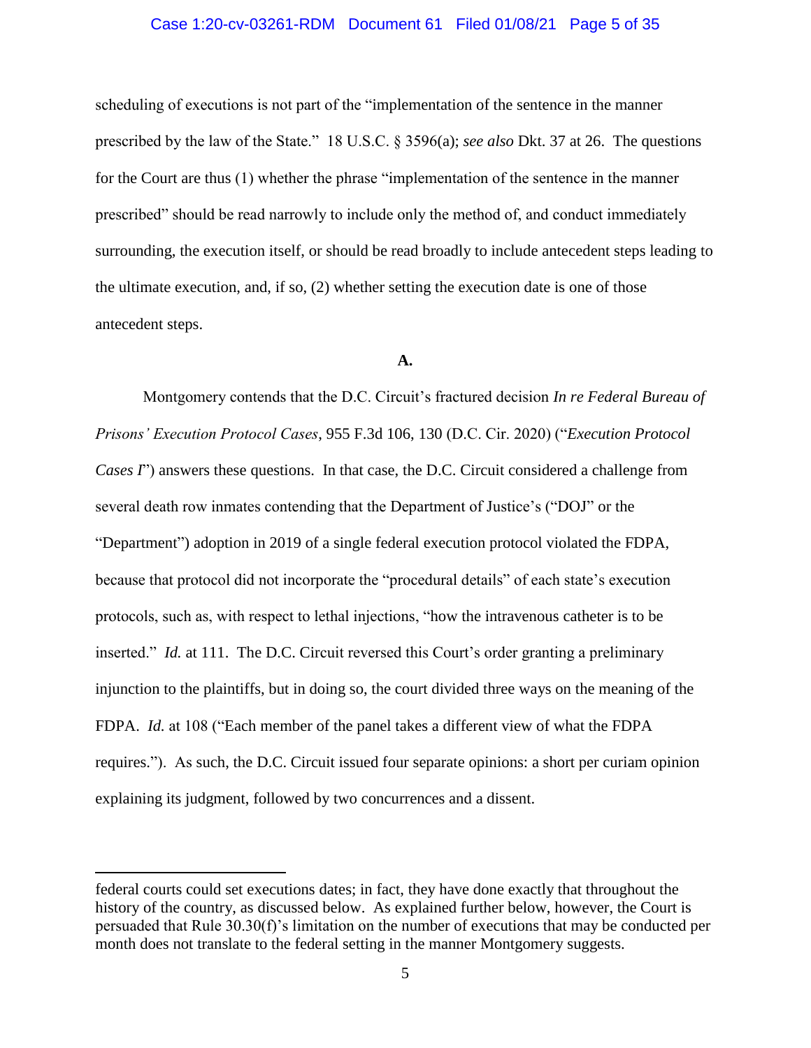scheduling of executions is not part of the "implementation of the sentence in the manner prescribed by the law of the State." 18 U.S.C. § 3596(a); *see also* Dkt. 37 at 26. The questions for the Court are thus (1) whether the phrase "implementation of the sentence in the manner prescribed" should be read narrowly to include only the method of, and conduct immediately surrounding, the execution itself, or should be read broadly to include antecedent steps leading to the ultimate execution, and, if so, (2) whether setting the execution date is one of those antecedent steps.

**A.**

Montgomery contends that the D.C. Circuit's fractured decision *In re Federal Bureau of Prisons' Execution Protocol Cases*, 955 F.3d 106, 130 (D.C. Cir. 2020) ("*Execution Protocol Cases I*") answers these questions. In that case, the D.C. Circuit considered a challenge from several death row inmates contending that the Department of Justice's ("DOJ" or the "Department") adoption in 2019 of a single federal execution protocol violated the FDPA, because that protocol did not incorporate the "procedural details" of each state's execution protocols, such as, with respect to lethal injections, "how the intravenous catheter is to be inserted." *Id.* at 111. The D.C. Circuit reversed this Court's order granting a preliminary injunction to the plaintiffs, but in doing so, the court divided three ways on the meaning of the FDPA. *Id.* at 108 ("Each member of the panel takes a different view of what the FDPA requires."). As such, the D.C. Circuit issued four separate opinions: a short per curiam opinion explaining its judgment, followed by two concurrences and a dissent.

---

federal courts could set executions dates; in fact, they have done exactly that throughout the history of the country, as discussed below. As explained further below, however, the Court is persuaded that Rule 30.30(f)'s limitation on the number of executions that may be conducted per month does not translate to the federal setting in the manner Montgomery suggests.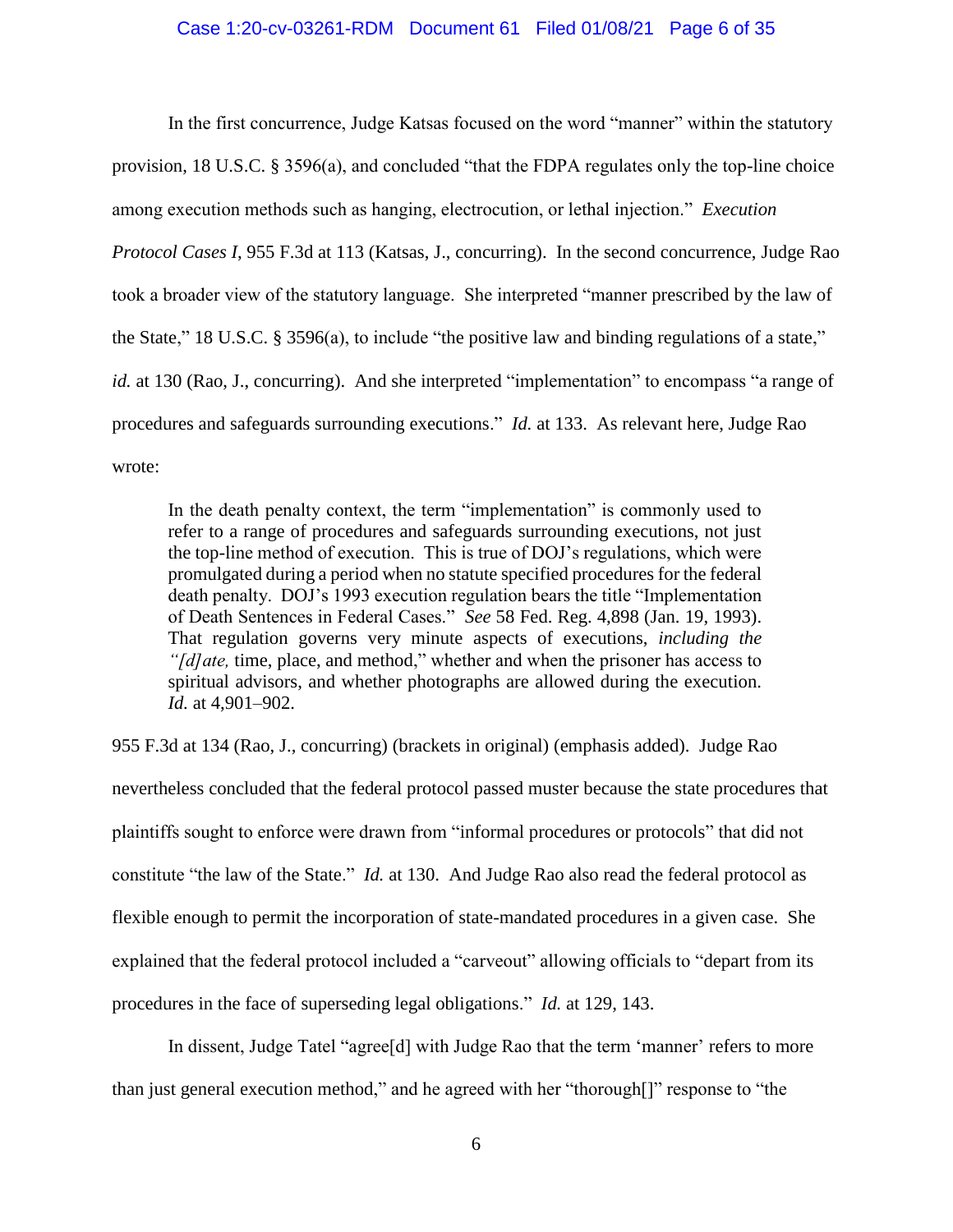In the first concurrence, Judge Katsas focused on the word "manner" within the statutory provision, 18 U.S.C. § 3596(a), and concluded "that the FDPA regulates only the top-line choice among execution methods such as hanging, electrocution, or lethal injection." *Execution Protocol Cases I*, 955 F.3d at 113 (Katsas, J., concurring). In the second concurrence, Judge Rao took a broader view of the statutory language. She interpreted "manner prescribed by the law of the State," 18 U.S.C. § 3596(a), to include "the positive law and binding regulations of a state," *id.* at 130 (Rao, J., concurring). And she interpreted "implementation" to encompass "a range of procedures and safeguards surrounding executions." *Id.* at 133. As relevant here, Judge Rao wrote:

> In the death penalty context, the term "implementation" is commonly used to refer to a range of procedures and safeguards surrounding executions, not just the top-line method of execution. This is true of DOJ's regulations, which were promulgated during a period when no statute specified procedures for the federal death penalty. DOJ's 1993 execution regulation bears the title "Implementation of Death Sentences in Federal Cases." *See* 58 Fed. Reg. 4,898 (Jan. 19, 1993). That regulation governs very minute aspects of executions, *including the "[d]ate,* time, place, and method," whether and when the prisoner has access to spiritual advisors, and whether photographs are allowed during the execution. *Id.* at 4,901–902.

955 F.3d at 134 (Rao, J., concurring) (brackets in original) (emphasis added). Judge Rao nevertheless concluded that the federal protocol passed muster because the state procedures that plaintiffs sought to enforce were drawn from "informal procedures or protocols" that did not constitute "the law of the State." *Id.* at 130. And Judge Rao also read the federal protocol as flexible enough to permit the incorporation of state-mandated procedures in a given case. She explained that the federal protocol included a "carveout" allowing officials to "depart from its procedures in the face of superseding legal obligations." *Id.* at 129, 143.

In dissent, Judge Tatel "agree[d] with Judge Rao that the term 'manner' refers to more than just general execution method," and he agreed with her "thorough[]" response to "the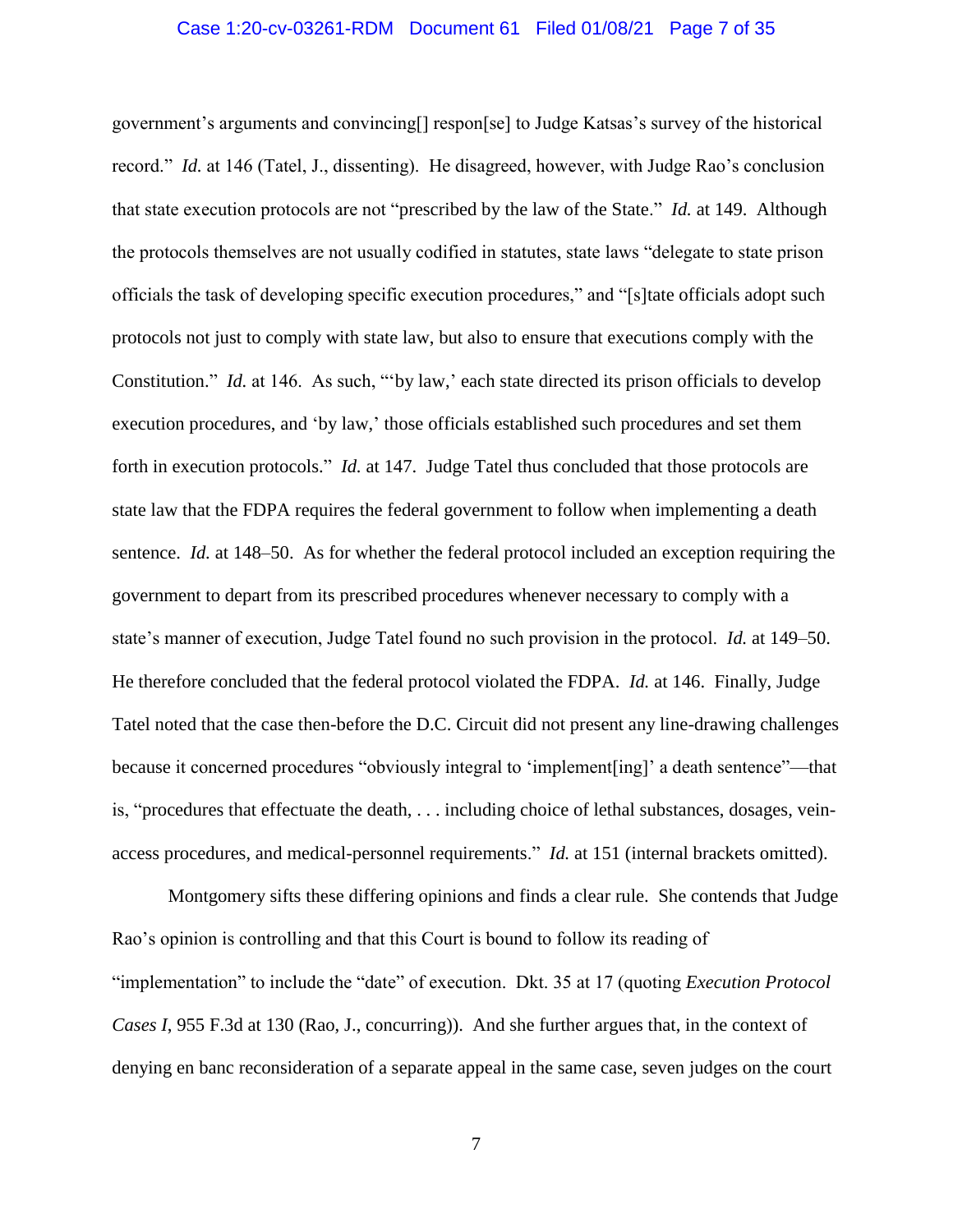government's arguments and convincing[] respon[se] to Judge Katsas's survey of the historical record." *Id.* at 146 (Tatel, J., dissenting). He disagreed, however, with Judge Rao's conclusion that state execution protocols are not "prescribed by the law of the State." *Id.* at 149. Although the protocols themselves are not usually codified in statutes, state laws "delegate to state prison officials the task of developing specific execution procedures," and "[s]tate officials adopt such protocols not just to comply with state law, but also to ensure that executions comply with the Constitution." *Id.* at 146. As such, "'by law,' each state directed its prison officials to develop execution procedures, and 'by law,' those officials established such procedures and set them forth in execution protocols." *Id.* at 147. Judge Tatel thus concluded that those protocols are state law that the FDPA requires the federal government to follow when implementing a death sentence. *Id.* at 148–50. As for whether the federal protocol included an exception requiring the government to depart from its prescribed procedures whenever necessary to comply with a state's manner of execution, Judge Tatel found no such provision in the protocol. *Id.* at 149–50. He therefore concluded that the federal protocol violated the FDPA. *Id.* at 146. Finally, Judge Tatel noted that the case then-before the D.C. Circuit did not present any line-drawing challenges because it concerned procedures "obviously integral to 'implement[ing]' a death sentence"—that is, "procedures that effectuate the death, . . . including choice of lethal substances, dosages, vein-access procedures, and medical-personnel requirements." *Id.* at 151 (internal brackets omitted).

Montgomery sifts these differing opinions and finds a clear rule. She contends that Judge Rao's opinion is controlling and that this Court is bound to follow its reading of "implementation" to include the "date" of execution. Dkt. 35 at 17 (quoting *Execution Protocol Cases I*, 955 F.3d at 130 (Rao, J., concurring)). And she further argues that, in the context of denying en banc reconsideration of a separate appeal in the same case, seven judges on the court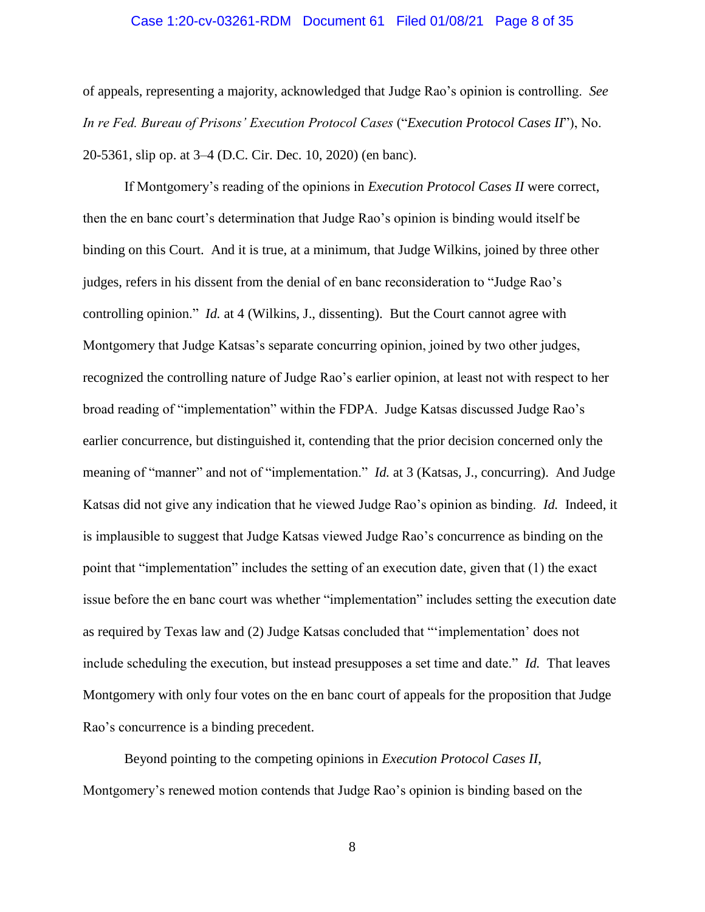of appeals, representing a majority, acknowledged that Judge Rao's opinion is controlling. *See In re Fed. Bureau of Prisons' Execution Protocol Cases* ("*Execution Protocol Cases II*"), No. 20-5361, slip op. at 3–4 (D.C. Cir. Dec. 10, 2020) (en banc).

If Montgomery's reading of the opinions in *Execution Protocol Cases II* were correct, then the en banc court's determination that Judge Rao's opinion is binding would itself be binding on this Court. And it is true, at a minimum, that Judge Wilkins, joined by three other judges, refers in his dissent from the denial of en banc reconsideration to "Judge Rao's controlling opinion." *Id.* at 4 (Wilkins, J., dissenting). But the Court cannot agree with Montgomery that Judge Katsas's separate concurring opinion, joined by two other judges, recognized the controlling nature of Judge Rao's earlier opinion, at least not with respect to her broad reading of "implementation" within the FDPA. Judge Katsas discussed Judge Rao's earlier concurrence, but distinguished it, contending that the prior decision concerned only the meaning of "manner" and not of "implementation." *Id.* at 3 (Katsas, J., concurring). And Judge Katsas did not give any indication that he viewed Judge Rao's opinion as binding. *Id.* Indeed, it is implausible to suggest that Judge Katsas viewed Judge Rao's concurrence as binding on the point that "implementation" includes the setting of an execution date, given that (1) the exact issue before the en banc court was whether "implementation" includes setting the execution date as required by Texas law and (2) Judge Katsas concluded that "'implementation' does not include scheduling the execution, but instead presupposes a set time and date." *Id.* That leaves Montgomery with only four votes on the en banc court of appeals for the proposition that Judge Rao's concurrence is a binding precedent.

Beyond pointing to the competing opinions in *Execution Protocol Cases II*, Montgomery's renewed motion contends that Judge Rao's opinion is binding based on the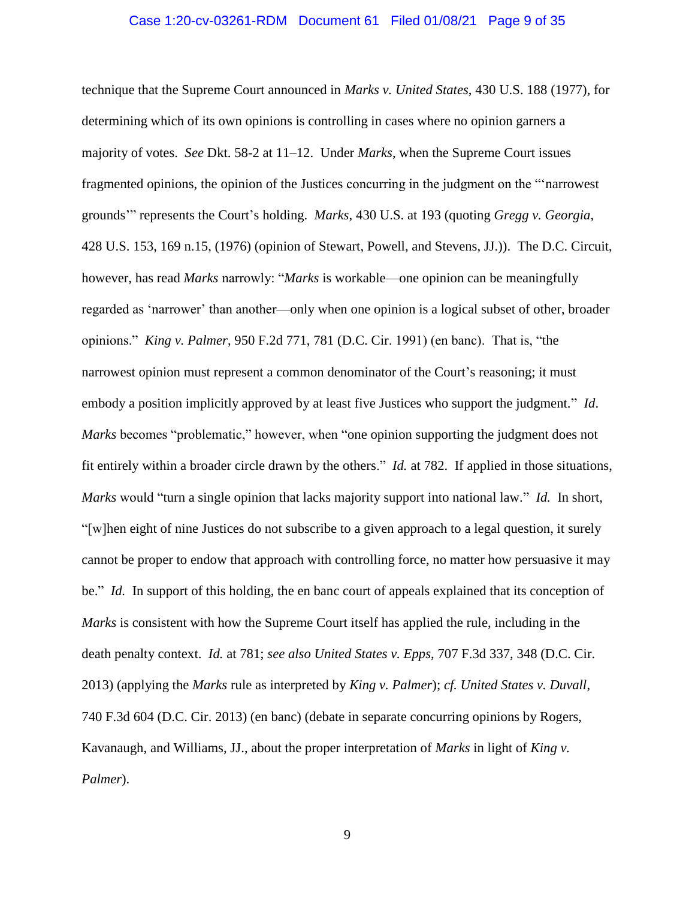technique that the Supreme Court announced in *Marks v. United States*, 430 U.S. 188 (1977), for determining which of its own opinions is controlling in cases where no opinion garners a majority of votes. *See* Dkt. 58-2 at 11–12. Under *Marks*, when the Supreme Court issues fragmented opinions, the opinion of the Justices concurring in the judgment on the "'narrowest grounds'" represents the Court's holding. *Marks*, 430 U.S. at 193 (quoting *Gregg v. Georgia*, 428 U.S. 153, 169 n.15, (1976) (opinion of Stewart, Powell, and Stevens, JJ.)). The D.C. Circuit, however, has read *Marks* narrowly: "*Marks* is workable—one opinion can be meaningfully regarded as 'narrower' than another—only when one opinion is a logical subset of other, broader opinions." *King v. Palmer*, 950 F.2d 771, 781 (D.C. Cir. 1991) (en banc). That is, "the narrowest opinion must represent a common denominator of the Court's reasoning; it must embody a position implicitly approved by at least five Justices who support the judgment." *Id*. *Marks* becomes "problematic," however, when "one opinion supporting the judgment does not fit entirely within a broader circle drawn by the others." *Id.* at 782. If applied in those situations, *Marks* would "turn a single opinion that lacks majority support into national law." *Id.* In short, "[w]hen eight of nine Justices do not subscribe to a given approach to a legal question, it surely cannot be proper to endow that approach with controlling force, no matter how persuasive it may be." *Id.* In support of this holding, the en banc court of appeals explained that its conception of *Marks* is consistent with how the Supreme Court itself has applied the rule, including in the death penalty context. *Id.* at 781; *see also United States v. Epps*, 707 F.3d 337, 348 (D.C. Cir. 2013) (applying the *Marks* rule as interpreted by *King v. Palmer*); *cf. United States v. Duvall*, 740 F.3d 604 (D.C. Cir. 2013) (en banc) (debate in separate concurring opinions by Rogers, Kavanaugh, and Williams, JJ., about the proper interpretation of *Marks* in light of *King v. Palmer*).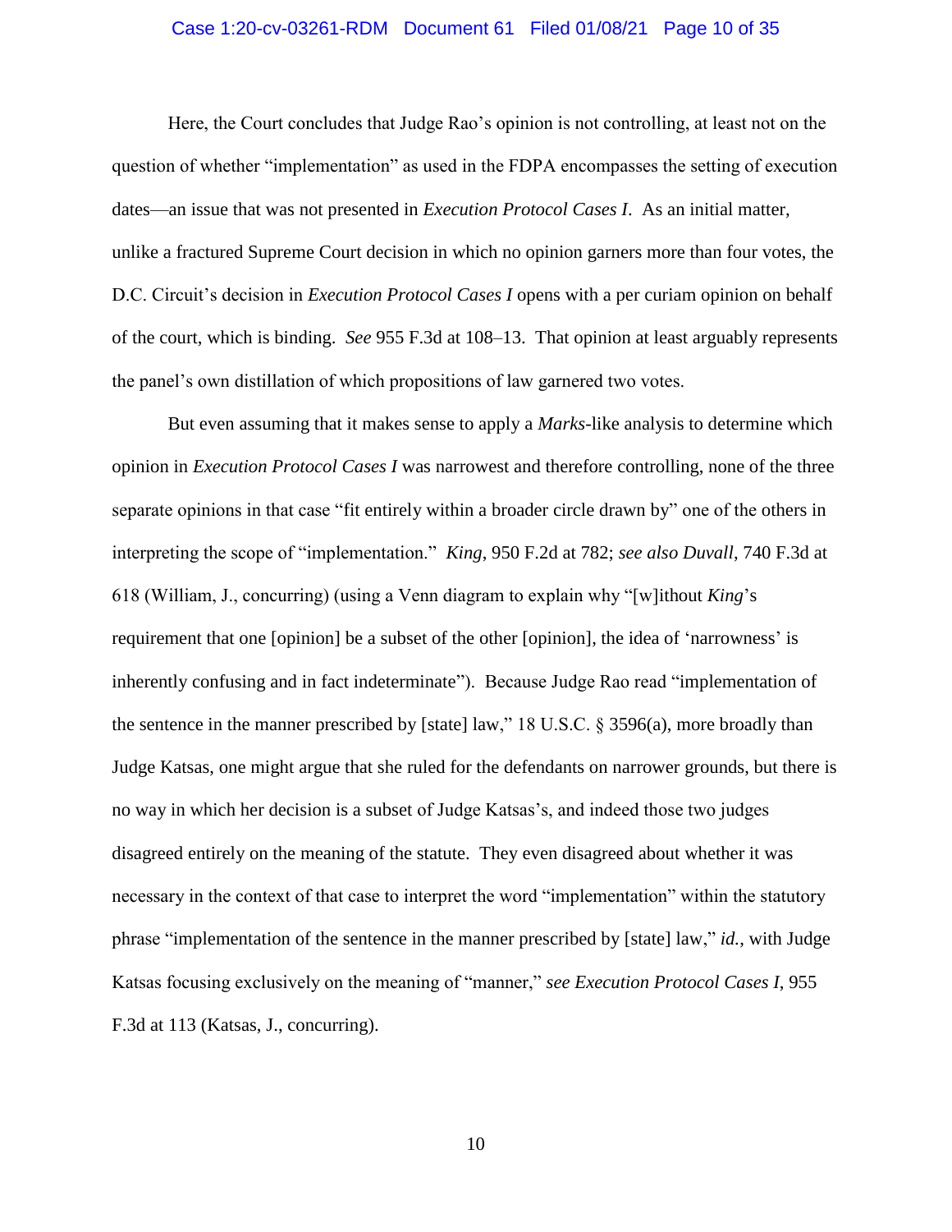Here, the Court concludes that Judge Rao's opinion is not controlling, at least not on the question of whether "implementation" as used in the FDPA encompasses the setting of execution dates—an issue that was not presented in *Execution Protocol Cases I*. As an initial matter, unlike a fractured Supreme Court decision in which no opinion garners more than four votes, the D.C. Circuit's decision in *Execution Protocol Cases I* opens with a per curiam opinion on behalf of the court, which is binding. *See* 955 F.3d at 108–13. That opinion at least arguably represents the panel's own distillation of which propositions of law garnered two votes.

But even assuming that it makes sense to apply a *Marks*-like analysis to determine which opinion in *Execution Protocol Cases I* was narrowest and therefore controlling, none of the three separate opinions in that case "fit entirely within a broader circle drawn by" one of the others in interpreting the scope of "implementation." *King*, 950 F.2d at 782; *see also Duvall*, 740 F.3d at 618 (William, J., concurring) (using a Venn diagram to explain why "[w]ithout *King*'s requirement that one [opinion] be a subset of the other [opinion], the idea of 'narrowness' is inherently confusing and in fact indeterminate"). Because Judge Rao read "implementation of the sentence in the manner prescribed by [state] law," 18 U.S.C. § 3596(a), more broadly than Judge Katsas, one might argue that she ruled for the defendants on narrower grounds, but there is no way in which her decision is a subset of Judge Katsas's, and indeed those two judges disagreed entirely on the meaning of the statute. They even disagreed about whether it was necessary in the context of that case to interpret the word "implementation" within the statutory phrase "implementation of the sentence in the manner prescribed by [state] law," *id.*, with Judge Katsas focusing exclusively on the meaning of "manner," *see Execution Protocol Cases I*, 955 F.3d at 113 (Katsas, J., concurring).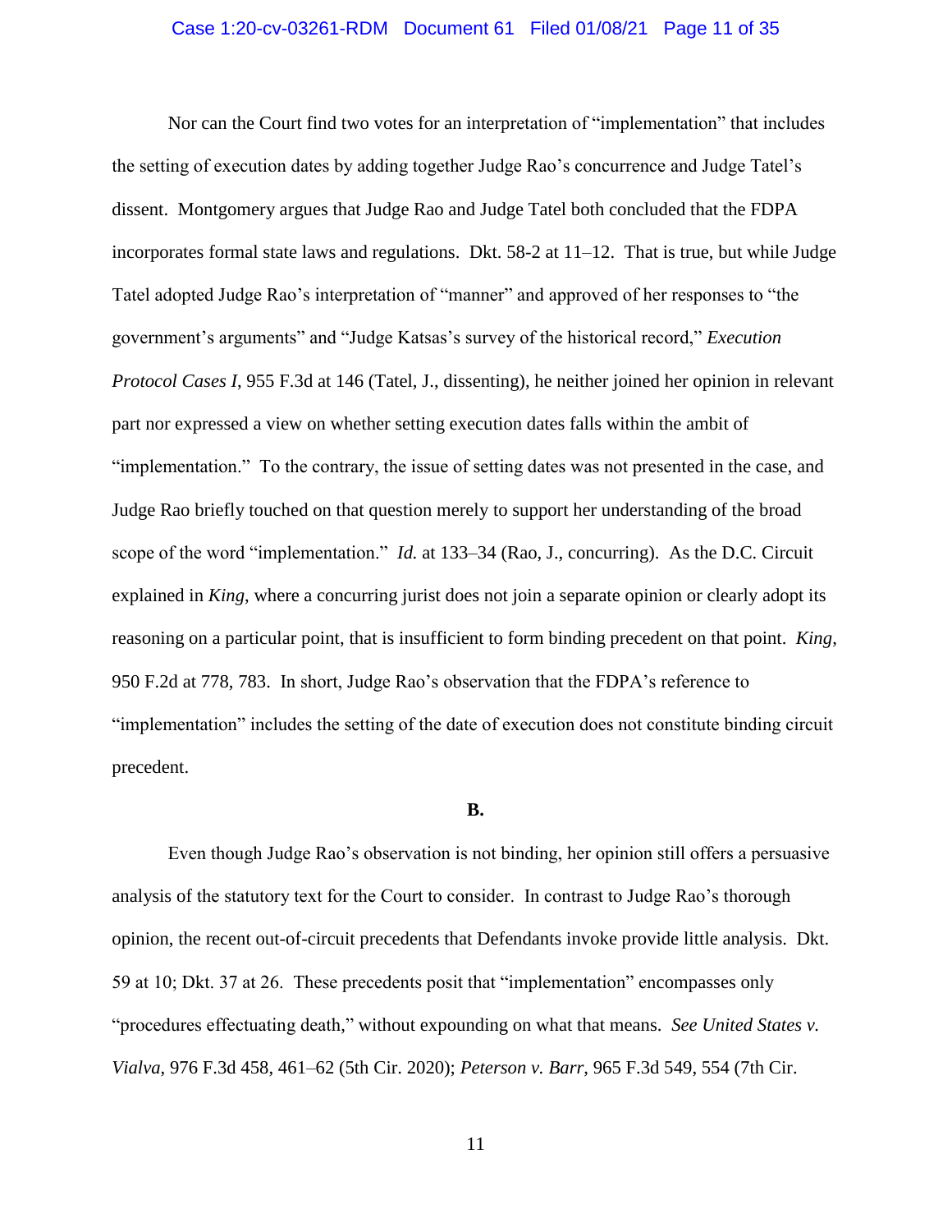Nor can the Court find two votes for an interpretation of "implementation" that includes the setting of execution dates by adding together Judge Rao's concurrence and Judge Tatel's dissent. Montgomery argues that Judge Rao and Judge Tatel both concluded that the FDPA incorporates formal state laws and regulations. Dkt. 58-2 at 11–12. That is true, but while Judge Tatel adopted Judge Rao's interpretation of "manner" and approved of her responses to "the government's arguments" and "Judge Katsas's survey of the historical record," *Execution Protocol Cases I*, 955 F.3d at 146 (Tatel, J., dissenting), he neither joined her opinion in relevant part nor expressed a view on whether setting execution dates falls within the ambit of "implementation." To the contrary, the issue of setting dates was not presented in the case, and Judge Rao briefly touched on that question merely to support her understanding of the broad scope of the word "implementation." *Id.* at 133–34 (Rao, J., concurring). As the D.C. Circuit explained in *King*, where a concurring jurist does not join a separate opinion or clearly adopt its reasoning on a particular point, that is insufficient to form binding precedent on that point. *King*, 950 F.2d at 778, 783. In short, Judge Rao's observation that the FDPA's reference to "implementation" includes the setting of the date of execution does not constitute binding circuit precedent.

**B.**

Even though Judge Rao's observation is not binding, her opinion still offers a persuasive analysis of the statutory text for the Court to consider. In contrast to Judge Rao's thorough opinion, the recent out-of-circuit precedents that Defendants invoke provide little analysis. Dkt. 59 at 10; Dkt. 37 at 26. These precedents posit that "implementation" encompasses only "procedures effectuating death," without expounding on what that means. *See United States v. Vialva*, 976 F.3d 458, 461–62 (5th Cir. 2020); *Peterson v. Barr*, 965 F.3d 549, 554 (7th Cir.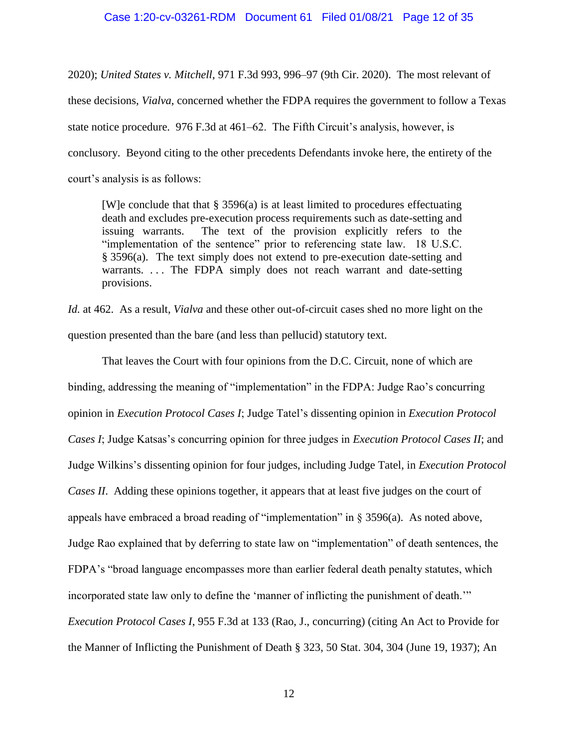2020); *United States v. Mitchell*, 971 F.3d 993, 996–97 (9th Cir. 2020). The most relevant of these decisions, *Vialva*, concerned whether the FDPA requires the government to follow a Texas state notice procedure. 976 F.3d at 461–62. The Fifth Circuit's analysis, however, is conclusory. Beyond citing to the other precedents Defendants invoke here, the entirety of the court's analysis is as follows:

> [W]e conclude that that § 3596(a) is at least limited to procedures effectuating death and excludes pre-execution process requirements such as date-setting and issuing warrants. The text of the provision explicitly refers to the "implementation of the sentence" prior to referencing state law. 18 U.S.C. § 3596(a). The text simply does not extend to pre-execution date-setting and warrants. . . . The FDPA simply does not reach warrant and date-setting provisions.

*Id.* at 462. As a result, *Vialva* and these other out-of-circuit cases shed no more light on the question presented than the bare (and less than pellucid) statutory text.

That leaves the Court with four opinions from the D.C. Circuit, none of which are binding, addressing the meaning of "implementation" in the FDPA: Judge Rao's concurring opinion in *Execution Protocol Cases I*; Judge Tatel's dissenting opinion in *Execution Protocol Cases I*; Judge Katsas's concurring opinion for three judges in *Execution Protocol Cases II*; and Judge Wilkins's dissenting opinion for four judges, including Judge Tatel, in *Execution Protocol Cases II*. Adding these opinions together, it appears that at least five judges on the court of appeals have embraced a broad reading of "implementation" in § 3596(a). As noted above, Judge Rao explained that by deferring to state law on "implementation" of death sentences, the FDPA's "broad language encompasses more than earlier federal death penalty statutes, which incorporated state law only to define the 'manner of inflicting the punishment of death.'" *Execution Protocol Cases I*, 955 F.3d at 133 (Rao, J., concurring) (citing An Act to Provide for the Manner of Inflicting the Punishment of Death § 323, 50 Stat. 304, 304 (June 19, 1937); An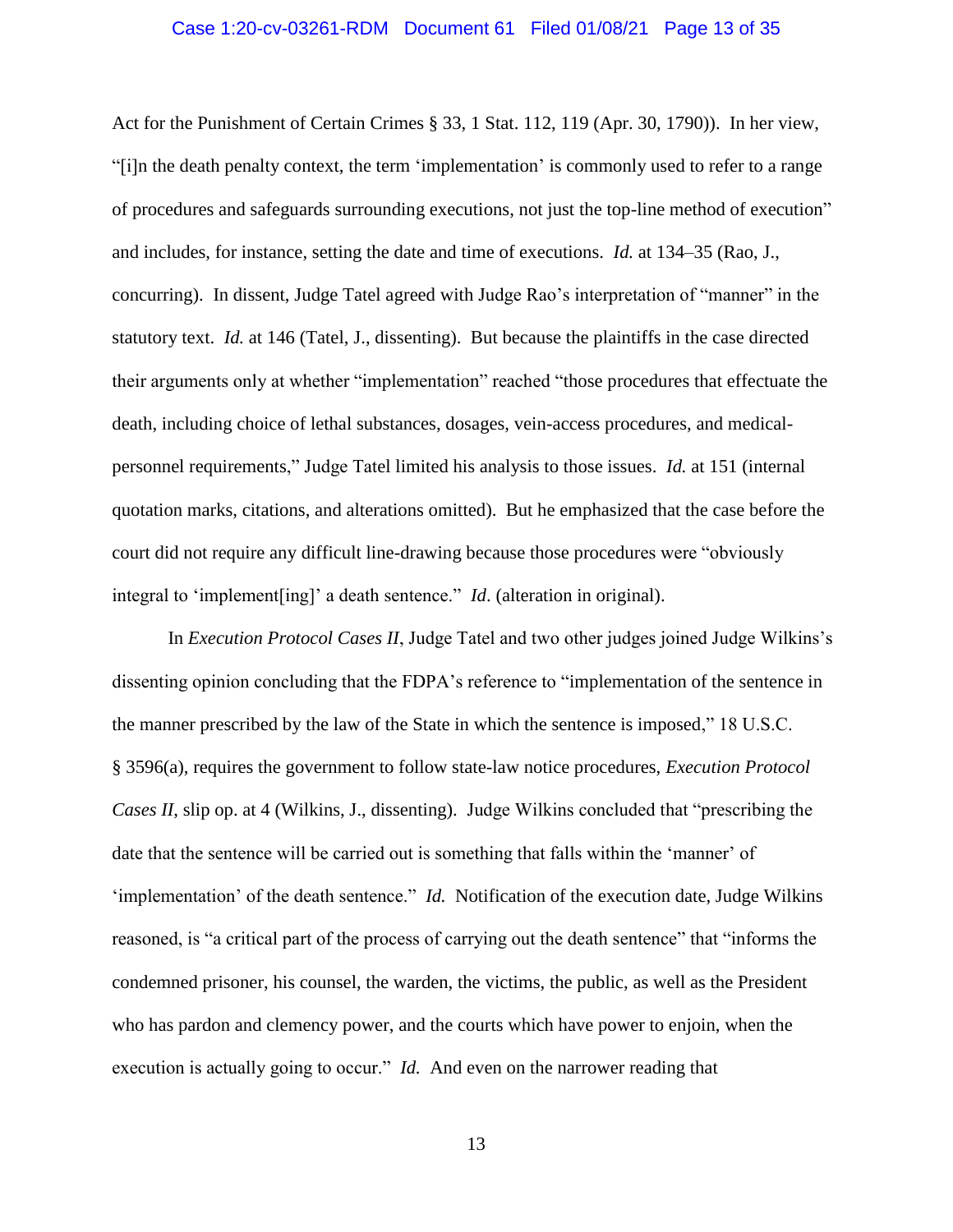Act for the Punishment of Certain Crimes § 33, 1 Stat. 112, 119 (Apr. 30, 1790)). In her view, "[i]n the death penalty context, the term 'implementation' is commonly used to refer to a range of procedures and safeguards surrounding executions, not just the top-line method of execution" and includes, for instance, setting the date and time of executions. *Id.* at 134–35 (Rao, J., concurring). In dissent, Judge Tatel agreed with Judge Rao's interpretation of "manner" in the statutory text. *Id.* at 146 (Tatel, J., dissenting). But because the plaintiffs in the case directed their arguments only at whether "implementation" reached "those procedures that effectuate the death, including choice of lethal substances, dosages, vein-access procedures, and medical-personnel requirements," Judge Tatel limited his analysis to those issues. *Id.* at 151 (internal quotation marks, citations, and alterations omitted). But he emphasized that the case before the court did not require any difficult line-drawing because those procedures were "obviously integral to 'implement[ing]' a death sentence." *Id*. (alteration in original).

In *Execution Protocol Cases II*, Judge Tatel and two other judges joined Judge Wilkins's dissenting opinion concluding that the FDPA's reference to "implementation of the sentence in the manner prescribed by the law of the State in which the sentence is imposed," 18 U.S.C. § 3596(a), requires the government to follow state-law notice procedures, *Execution Protocol Cases II*, slip op. at 4 (Wilkins, J., dissenting). Judge Wilkins concluded that "prescribing the date that the sentence will be carried out is something that falls within the 'manner' of 'implementation' of the death sentence." *Id.* Notification of the execution date, Judge Wilkins reasoned, is "a critical part of the process of carrying out the death sentence" that "informs the condemned prisoner, his counsel, the warden, the victims, the public, as well as the President who has pardon and clemency power, and the courts which have power to enjoin, when the execution is actually going to occur." *Id.* And even on the narrower reading that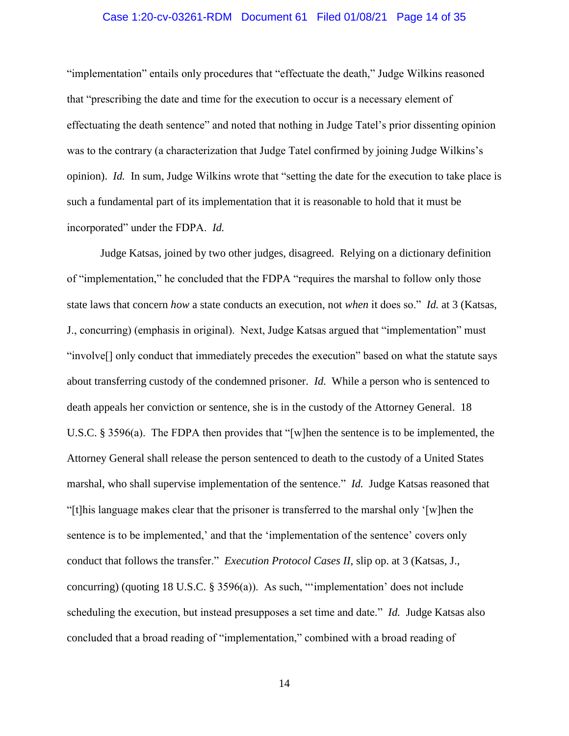"implementation" entails only procedures that "effectuate the death," Judge Wilkins reasoned that "prescribing the date and time for the execution to occur is a necessary element of effectuating the death sentence" and noted that nothing in Judge Tatel's prior dissenting opinion was to the contrary (a characterization that Judge Tatel confirmed by joining Judge Wilkins's opinion). *Id.* In sum, Judge Wilkins wrote that "setting the date for the execution to take place is such a fundamental part of its implementation that it is reasonable to hold that it must be incorporated" under the FDPA. *Id.*

Judge Katsas, joined by two other judges, disagreed. Relying on a dictionary definition of "implementation," he concluded that the FDPA "requires the marshal to follow only those state laws that concern *how* a state conducts an execution, not *when* it does so." *Id.* at 3 (Katsas, J., concurring) (emphasis in original). Next, Judge Katsas argued that "implementation" must "involve[] only conduct that immediately precedes the execution" based on what the statute says about transferring custody of the condemned prisoner. *Id.* While a person who is sentenced to death appeals her conviction or sentence, she is in the custody of the Attorney General. 18 U.S.C. § 3596(a). The FDPA then provides that "[w]hen the sentence is to be implemented, the Attorney General shall release the person sentenced to death to the custody of a United States marshal, who shall supervise implementation of the sentence." *Id.* Judge Katsas reasoned that "[t]his language makes clear that the prisoner is transferred to the marshal only '[w]hen the sentence is to be implemented,' and that the 'implementation of the sentence' covers only conduct that follows the transfer." *Execution Protocol Cases II*, slip op. at 3 (Katsas, J., concurring) (quoting 18 U.S.C. § 3596(a)). As such, "'implementation' does not include scheduling the execution, but instead presupposes a set time and date." *Id.* Judge Katsas also concluded that a broad reading of "implementation," combined with a broad reading of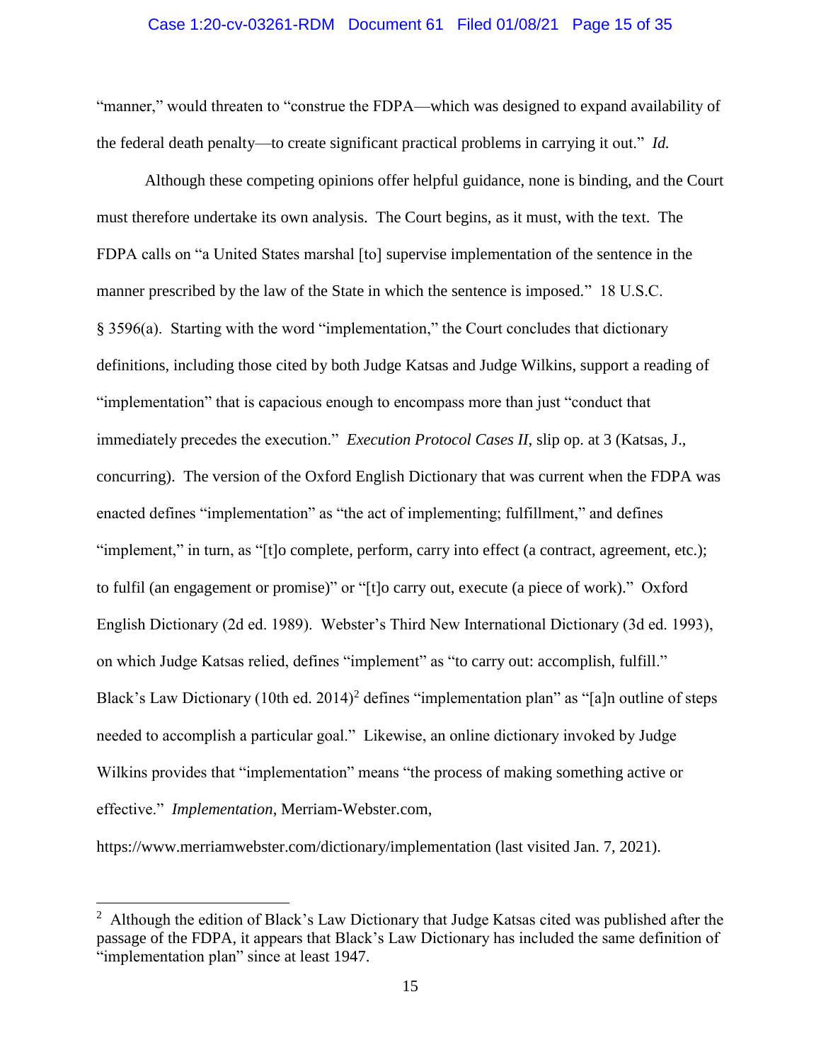"manner," would threaten to "construe the FDPA—which was designed to expand availability of the federal death penalty—to create significant practical problems in carrying it out." *Id.*

Although these competing opinions offer helpful guidance, none is binding, and the Court must therefore undertake its own analysis. The Court begins, as it must, with the text. The FDPA calls on "a United States marshal [to] supervise implementation of the sentence in the manner prescribed by the law of the State in which the sentence is imposed." 18 U.S.C. § 3596(a). Starting with the word "implementation," the Court concludes that dictionary definitions, including those cited by both Judge Katsas and Judge Wilkins, support a reading of "implementation" that is capacious enough to encompass more than just "conduct that immediately precedes the execution." *Execution Protocol Cases II*, slip op. at 3 (Katsas, J., concurring). The version of the Oxford English Dictionary that was current when the FDPA was enacted defines "implementation" as "the act of implementing; fulfillment," and defines "implement," in turn, as "[t]o complete, perform, carry into effect (a contract, agreement, etc.); to fulfil (an engagement or promise)" or "[t]o carry out, execute (a piece of work)." Oxford English Dictionary (2d ed. 1989). Webster's Third New International Dictionary (3d ed. 1993), on which Judge Katsas relied, defines "implement" as "to carry out: accomplish, fulfill." Black's Law Dictionary (10th ed. 2014)[2] defines "implementation plan" as "[a]n outline of steps needed to accomplish a particular goal." Likewise, an online dictionary invoked by Judge Wilkins provides that "implementation" means "the process of making something active or effective." *Implementation*, Merriam-Webster.com, https://www.merriamwebster.com/dictionary/implementation (last visited Jan. 7, 2021).

---

[2] Although the edition of Black's Law Dictionary that Judge Katsas cited was published after the passage of the FDPA, it appears that Black's Law Dictionary has included the same definition of "implementation plan" since at least 1947.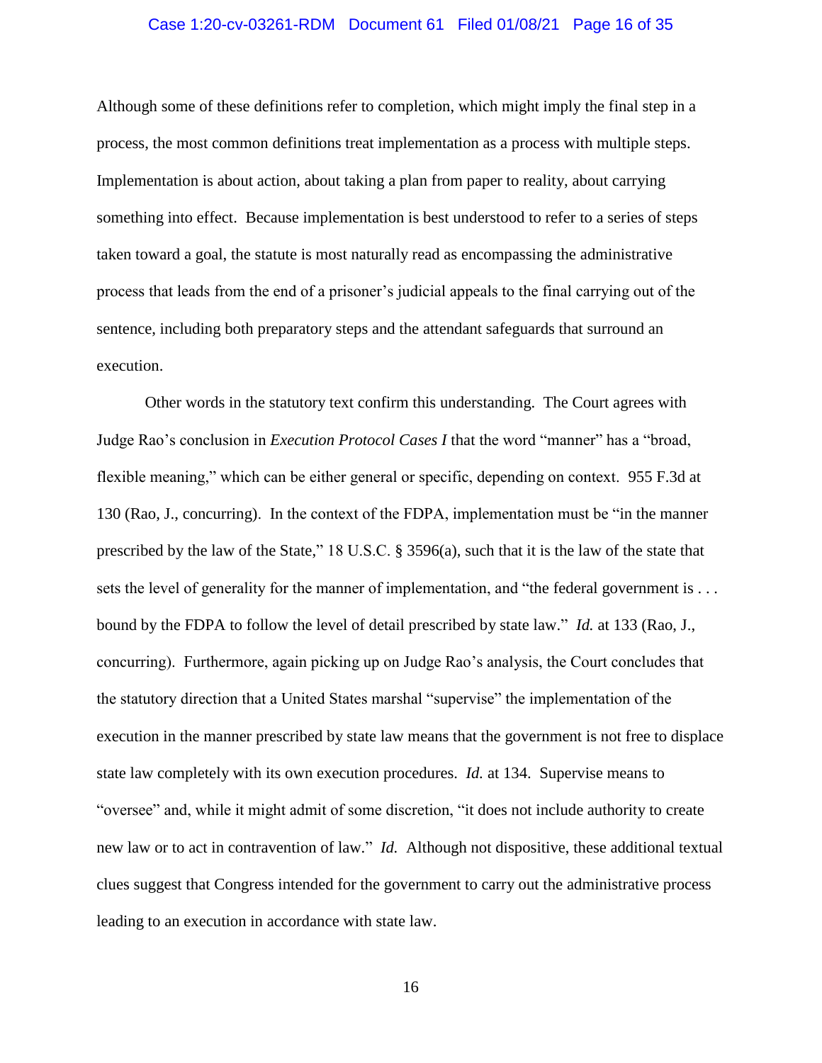Although some of these definitions refer to completion, which might imply the final step in a process, the most common definitions treat implementation as a process with multiple steps. Implementation is about action, about taking a plan from paper to reality, about carrying something into effect. Because implementation is best understood to refer to a series of steps taken toward a goal, the statute is most naturally read as encompassing the administrative process that leads from the end of a prisoner's judicial appeals to the final carrying out of the sentence, including both preparatory steps and the attendant safeguards that surround an execution.

Other words in the statutory text confirm this understanding. The Court agrees with Judge Rao's conclusion in *Execution Protocol Cases I* that the word "manner" has a "broad, flexible meaning," which can be either general or specific, depending on context. 955 F.3d at 130 (Rao, J., concurring). In the context of the FDPA, implementation must be "in the manner prescribed by the law of the State," 18 U.S.C. § 3596(a), such that it is the law of the state that sets the level of generality for the manner of implementation, and "the federal government is . . . bound by the FDPA to follow the level of detail prescribed by state law." *Id.* at 133 (Rao, J., concurring). Furthermore, again picking up on Judge Rao's analysis, the Court concludes that the statutory direction that a United States marshal "supervise" the implementation of the execution in the manner prescribed by state law means that the government is not free to displace state law completely with its own execution procedures. *Id.* at 134. Supervise means to "oversee" and, while it might admit of some discretion, "it does not include authority to create new law or to act in contravention of law." *Id.* Although not dispositive, these additional textual clues suggest that Congress intended for the government to carry out the administrative process leading to an execution in accordance with state law.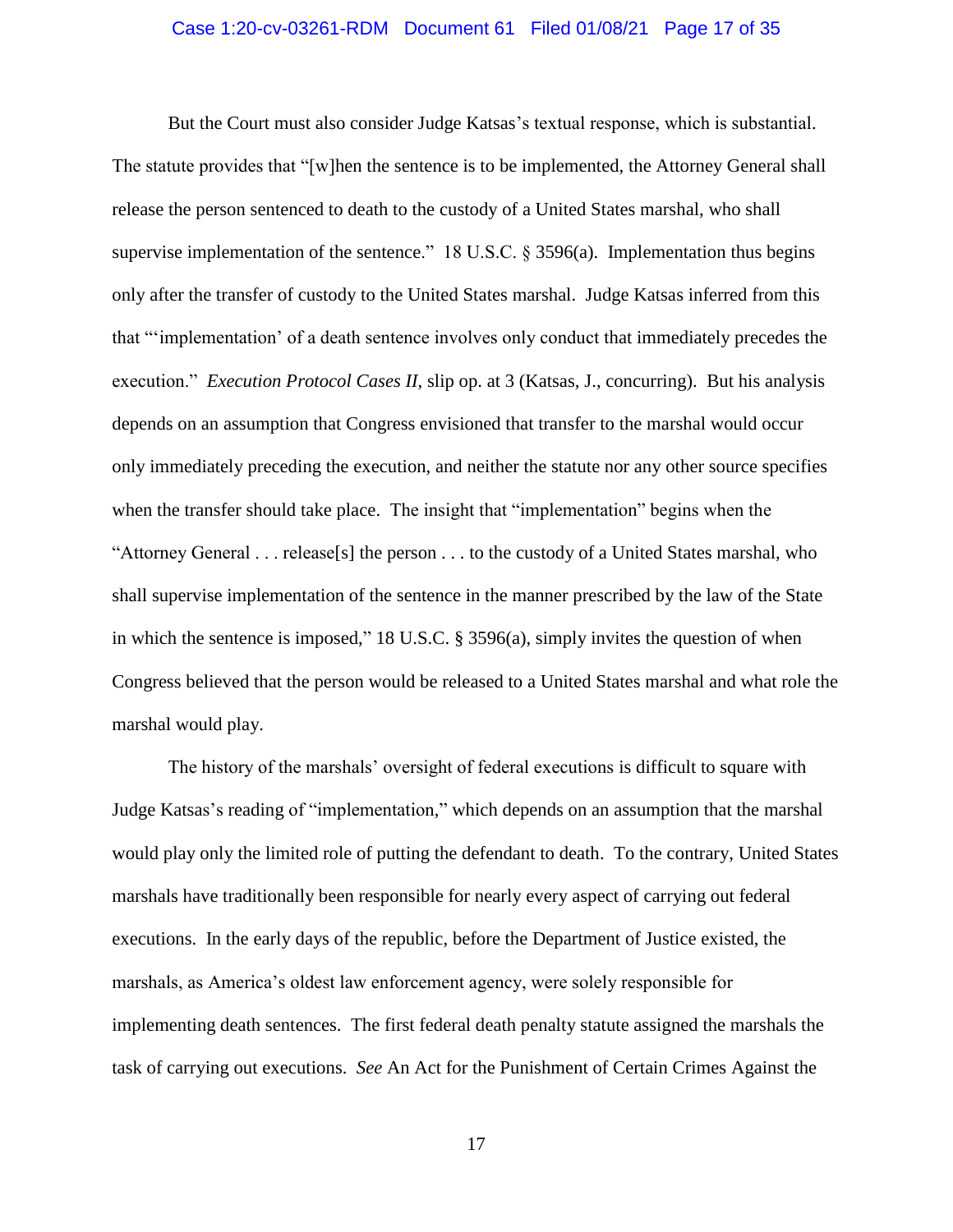But the Court must also consider Judge Katsas's textual response, which is substantial. The statute provides that "[w]hen the sentence is to be implemented, the Attorney General shall release the person sentenced to death to the custody of a United States marshal, who shall supervise implementation of the sentence." 18 U.S.C. § 3596(a). Implementation thus begins only after the transfer of custody to the United States marshal. Judge Katsas inferred from this that "'implementation' of a death sentence involves only conduct that immediately precedes the execution." *Execution Protocol Cases II*, slip op. at 3 (Katsas, J., concurring). But his analysis depends on an assumption that Congress envisioned that transfer to the marshal would occur only immediately preceding the execution, and neither the statute nor any other source specifies when the transfer should take place. The insight that "implementation" begins when the "Attorney General . . . release[s] the person . . . to the custody of a United States marshal, who shall supervise implementation of the sentence in the manner prescribed by the law of the State in which the sentence is imposed," 18 U.S.C. § 3596(a), simply invites the question of when Congress believed that the person would be released to a United States marshal and what role the marshal would play.

The history of the marshals' oversight of federal executions is difficult to square with Judge Katsas's reading of "implementation," which depends on an assumption that the marshal would play only the limited role of putting the defendant to death. To the contrary, United States marshals have traditionally been responsible for nearly every aspect of carrying out federal executions. In the early days of the republic, before the Department of Justice existed, the marshals, as America's oldest law enforcement agency, were solely responsible for implementing death sentences. The first federal death penalty statute assigned the marshals the task of carrying out executions. *See* An Act for the Punishment of Certain Crimes Against the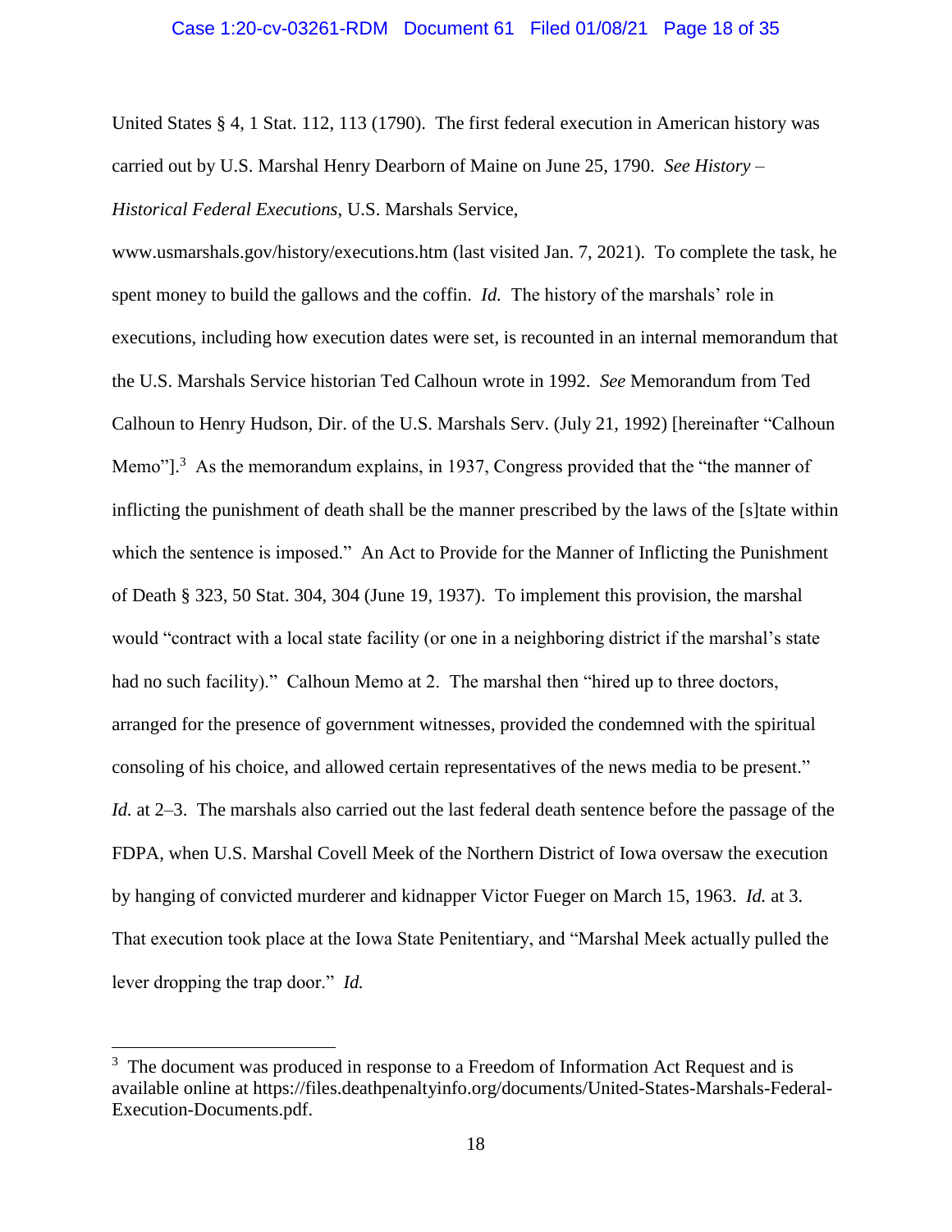United States § 4, 1 Stat. 112, 113 (1790). The first federal execution in American history was carried out by U.S. Marshal Henry Dearborn of Maine on June 25, 1790. *See History – Historical Federal Executions*, U.S. Marshals Service, www.usmarshals.gov/history/executions.htm (last visited Jan. 7, 2021). To complete the task, he spent money to build the gallows and the coffin. *Id.* The history of the marshals' role in executions, including how execution dates were set, is recounted in an internal memorandum that the U.S. Marshals Service historian Ted Calhoun wrote in 1992. *See* Memorandum from Ted Calhoun to Henry Hudson, Dir. of the U.S. Marshals Serv. (July 21, 1992) [hereinafter "Calhoun Memo"].[3] As the memorandum explains, in 1937, Congress provided that the "the manner of inflicting the punishment of death shall be the manner prescribed by the laws of the [s]tate within which the sentence is imposed." An Act to Provide for the Manner of Inflicting the Punishment of Death § 323, 50 Stat. 304, 304 (June 19, 1937). To implement this provision, the marshal would "contract with a local state facility (or one in a neighboring district if the marshal's state had no such facility)." Calhoun Memo at 2. The marshal then "hired up to three doctors, arranged for the presence of government witnesses, provided the condemned with the spiritual consoling of his choice, and allowed certain representatives of the news media to be present." *Id.* at 2–3. The marshals also carried out the last federal death sentence before the passage of the FDPA, when U.S. Marshal Covell Meek of the Northern District of Iowa oversaw the execution by hanging of convicted murderer and kidnapper Victor Fueger on March 15, 1963. *Id.* at 3. That execution took place at the Iowa State Penitentiary, and "Marshal Meek actually pulled the lever dropping the trap door." *Id.*

---

[3] The document was produced in response to a Freedom of Information Act Request and is available online at https://files.deathpenaltyinfo.org/documents/United-States-Marshals-Federal-Execution-Documents.pdf.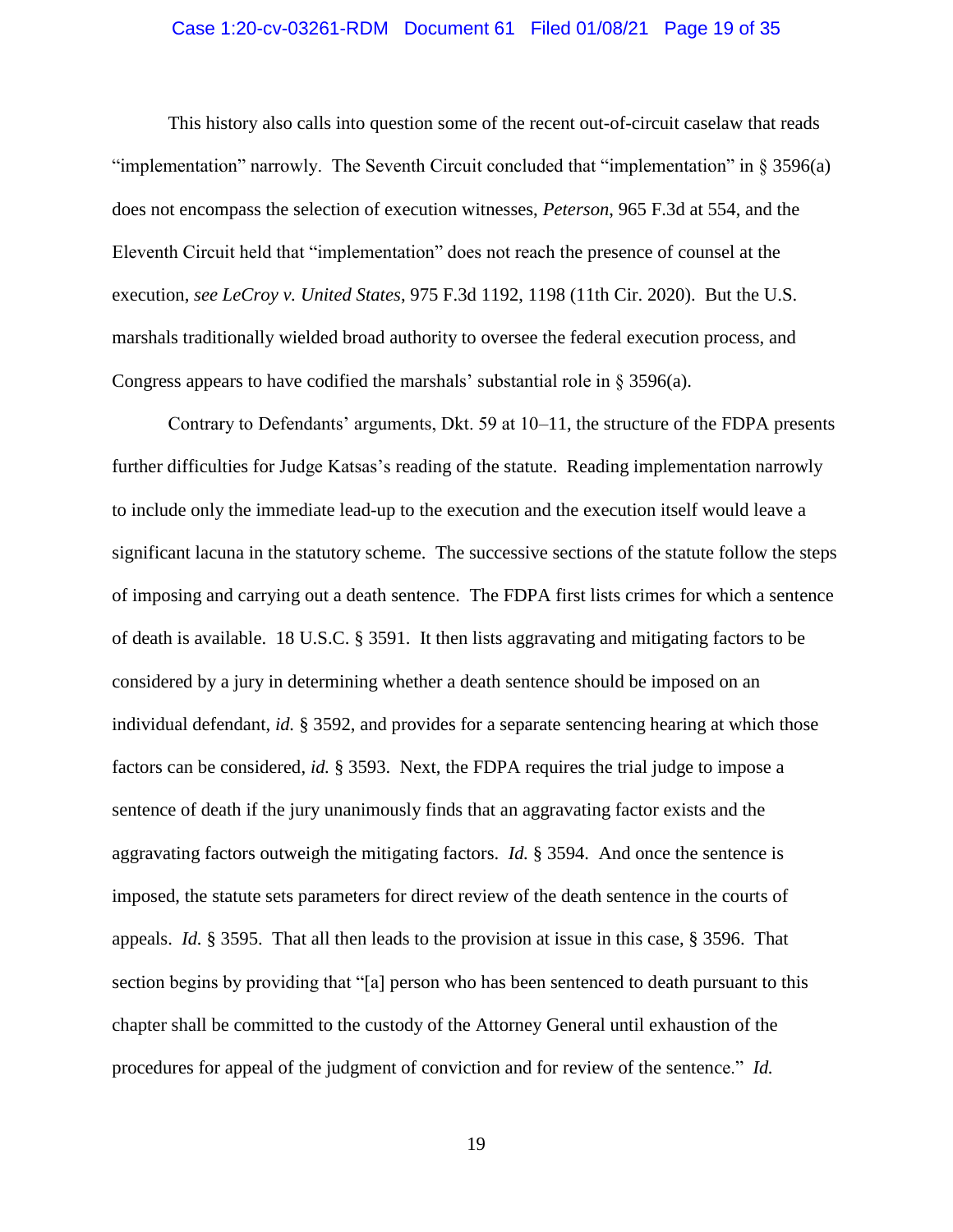This history also calls into question some of the recent out-of-circuit caselaw that reads "implementation" narrowly. The Seventh Circuit concluded that "implementation" in § 3596(a) does not encompass the selection of execution witnesses, *Peterson*, 965 F.3d at 554, and the Eleventh Circuit held that "implementation" does not reach the presence of counsel at the execution, *see LeCroy v. United States*, 975 F.3d 1192, 1198 (11th Cir. 2020). But the U.S. marshals traditionally wielded broad authority to oversee the federal execution process, and Congress appears to have codified the marshals' substantial role in § 3596(a).

Contrary to Defendants' arguments, Dkt. 59 at 10–11, the structure of the FDPA presents further difficulties for Judge Katsas's reading of the statute. Reading implementation narrowly to include only the immediate lead-up to the execution and the execution itself would leave a significant lacuna in the statutory scheme. The successive sections of the statute follow the steps of imposing and carrying out a death sentence. The FDPA first lists crimes for which a sentence of death is available. 18 U.S.C. § 3591. It then lists aggravating and mitigating factors to be considered by a jury in determining whether a death sentence should be imposed on an individual defendant, *id.* § 3592, and provides for a separate sentencing hearing at which those factors can be considered, *id.* § 3593. Next, the FDPA requires the trial judge to impose a sentence of death if the jury unanimously finds that an aggravating factor exists and the aggravating factors outweigh the mitigating factors. *Id.* § 3594. And once the sentence is imposed, the statute sets parameters for direct review of the death sentence in the courts of appeals. *Id.* § 3595. That all then leads to the provision at issue in this case, § 3596. That section begins by providing that "[a] person who has been sentenced to death pursuant to this chapter shall be committed to the custody of the Attorney General until exhaustion of the procedures for appeal of the judgment of conviction and for review of the sentence." *Id.*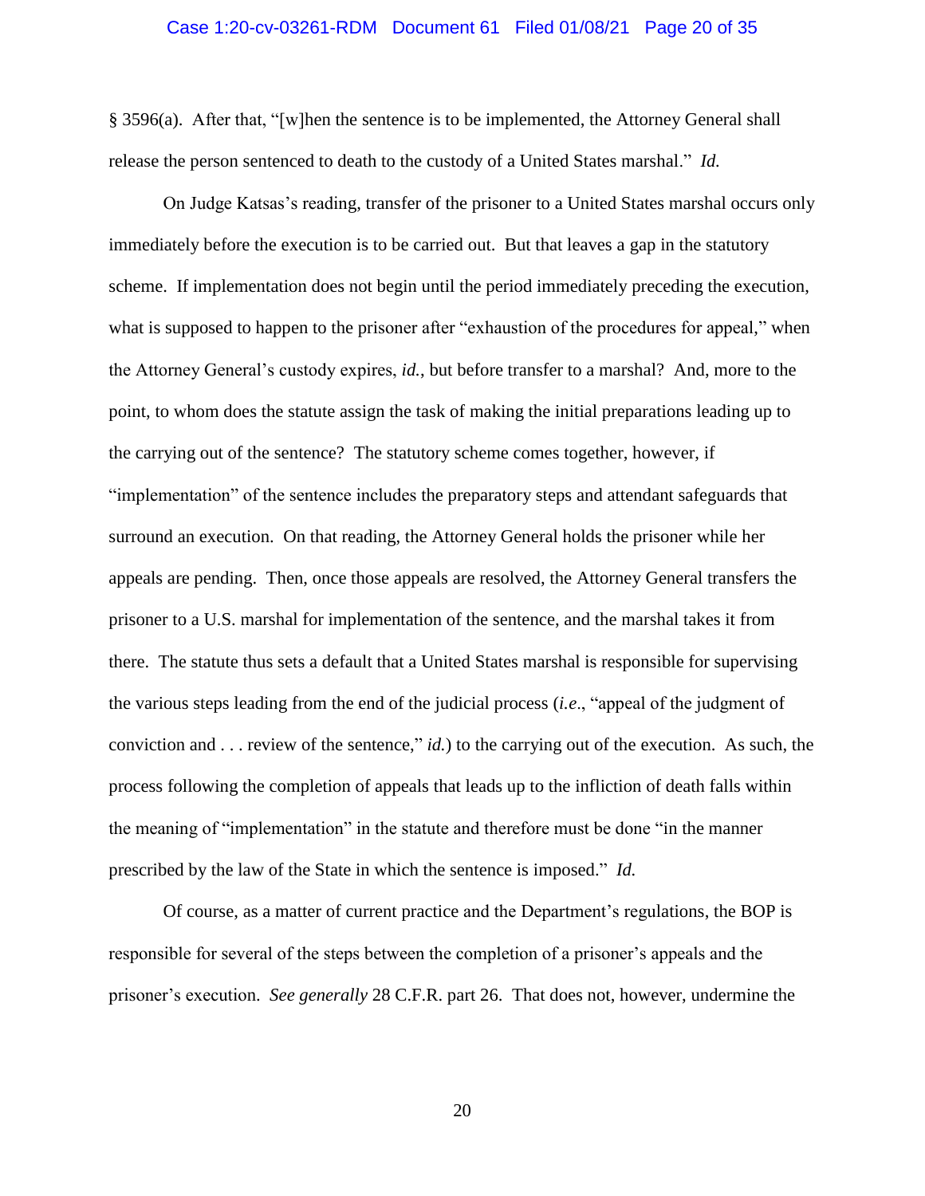§ 3596(a). After that, "[w]hen the sentence is to be implemented, the Attorney General shall release the person sentenced to death to the custody of a United States marshal." *Id.*

On Judge Katsas's reading, transfer of the prisoner to a United States marshal occurs only immediately before the execution is to be carried out. But that leaves a gap in the statutory scheme. If implementation does not begin until the period immediately preceding the execution, what is supposed to happen to the prisoner after "exhaustion of the procedures for appeal," when the Attorney General's custody expires, *id.*, but before transfer to a marshal? And, more to the point, to whom does the statute assign the task of making the initial preparations leading up to the carrying out of the sentence? The statutory scheme comes together, however, if "implementation" of the sentence includes the preparatory steps and attendant safeguards that surround an execution. On that reading, the Attorney General holds the prisoner while her appeals are pending. Then, once those appeals are resolved, the Attorney General transfers the prisoner to a U.S. marshal for implementation of the sentence, and the marshal takes it from there. The statute thus sets a default that a United States marshal is responsible for supervising the various steps leading from the end of the judicial process (*i.e*., "appeal of the judgment of conviction and . . . review of the sentence," *id.*) to the carrying out of the execution. As such, the process following the completion of appeals that leads up to the infliction of death falls within the meaning of "implementation" in the statute and therefore must be done "in the manner prescribed by the law of the State in which the sentence is imposed." *Id.*

Of course, as a matter of current practice and the Department's regulations, the BOP is responsible for several of the steps between the completion of a prisoner's appeals and the prisoner's execution. *See generally* 28 C.F.R. part 26. That does not, however, undermine the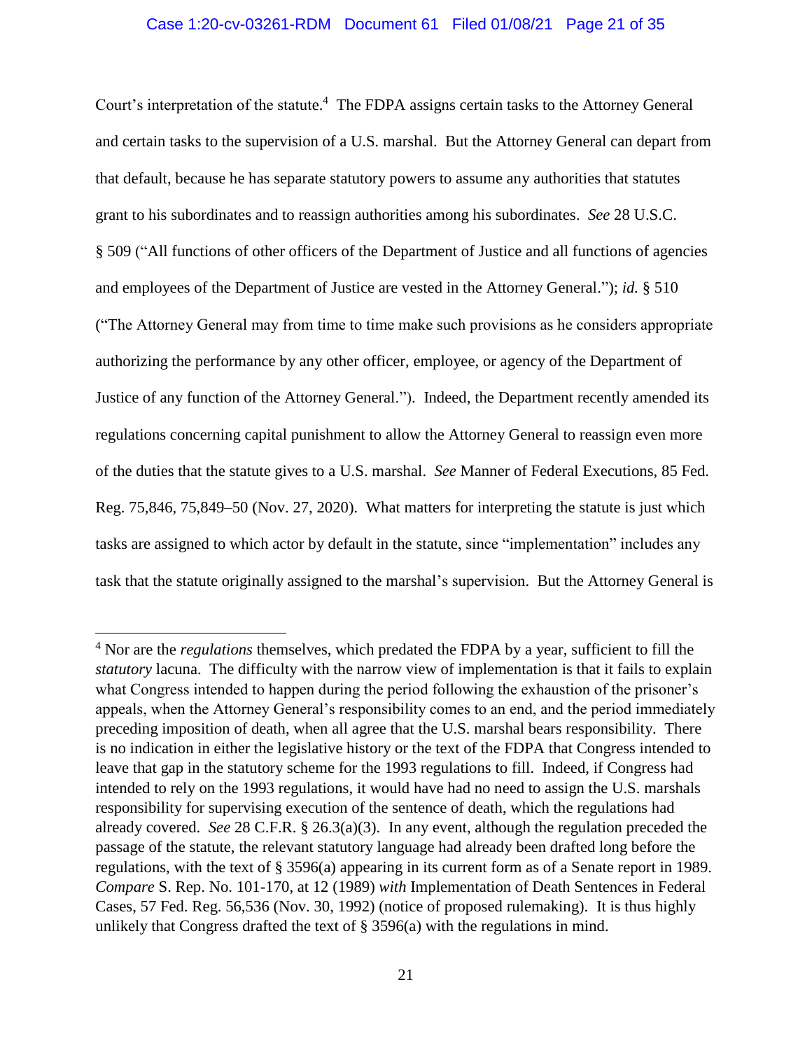Court's interpretation of the statute.[4] The FDPA assigns certain tasks to the Attorney General and certain tasks to the supervision of a U.S. marshal. But the Attorney General can depart from that default, because he has separate statutory powers to assume any authorities that statutes grant to his subordinates and to reassign authorities among his subordinates. *See* 28 U.S.C. § 509 ("All functions of other officers of the Department of Justice and all functions of agencies and employees of the Department of Justice are vested in the Attorney General."); *id.* § 510 ("The Attorney General may from time to time make such provisions as he considers appropriate authorizing the performance by any other officer, employee, or agency of the Department of Justice of any function of the Attorney General."). Indeed, the Department recently amended its regulations concerning capital punishment to allow the Attorney General to reassign even more of the duties that the statute gives to a U.S. marshal. *See* Manner of Federal Executions, 85 Fed. Reg. 75,846, 75,849–50 (Nov. 27, 2020). What matters for interpreting the statute is just which tasks are assigned to which actor by default in the statute, since "implementation" includes any task that the statute originally assigned to the marshal's supervision. But the Attorney General is

---

[4] Nor are the *regulations* themselves, which predated the FDPA by a year, sufficient to fill the *statutory* lacuna. The difficulty with the narrow view of implementation is that it fails to explain what Congress intended to happen during the period following the exhaustion of the prisoner's appeals, when the Attorney General's responsibility comes to an end, and the period immediately preceding imposition of death, when all agree that the U.S. marshal bears responsibility. There is no indication in either the legislative history or the text of the FDPA that Congress intended to leave that gap in the statutory scheme for the 1993 regulations to fill. Indeed, if Congress had intended to rely on the 1993 regulations, it would have had no need to assign the U.S. marshals responsibility for supervising execution of the sentence of death, which the regulations had already covered. *See* 28 C.F.R. § 26.3(a)(3). In any event, although the regulation preceded the passage of the statute, the relevant statutory language had already been drafted long before the regulations, with the text of § 3596(a) appearing in its current form as of a Senate report in 1989. *Compare* S. Rep. No. 101-170, at 12 (1989) *with* Implementation of Death Sentences in Federal Cases, 57 Fed. Reg. 56,536 (Nov. 30, 1992) (notice of proposed rulemaking). It is thus highly unlikely that Congress drafted the text of § 3596(a) with the regulations in mind.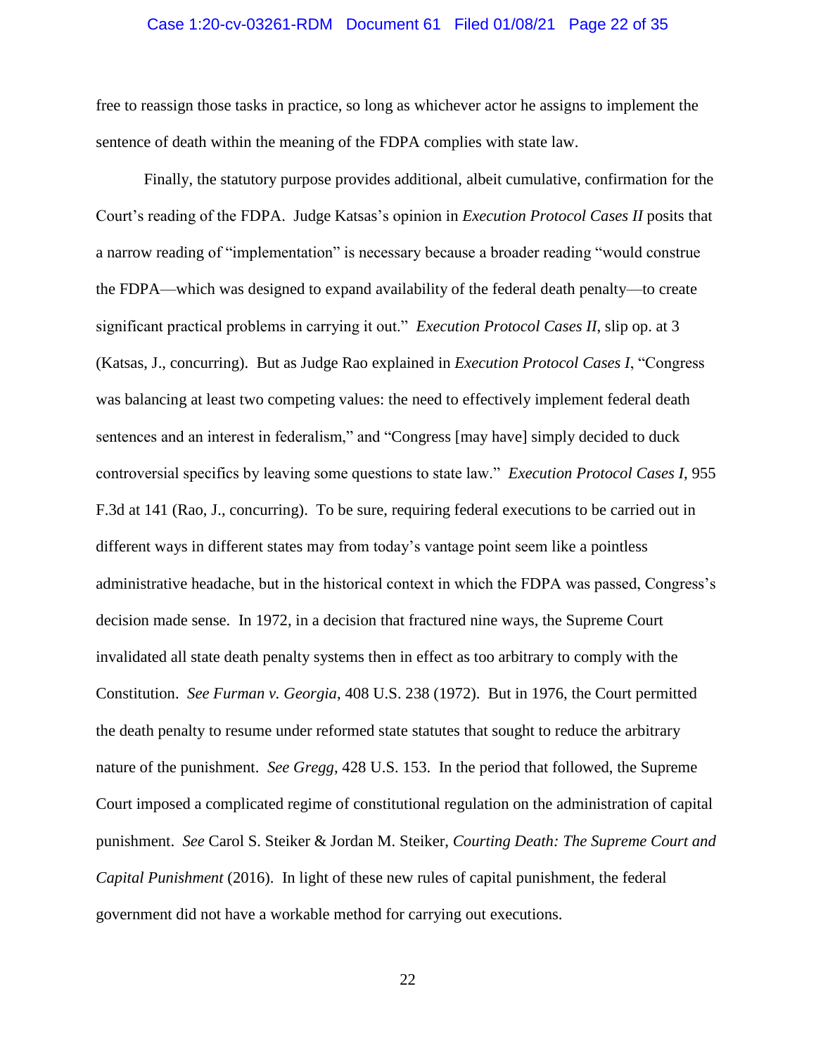free to reassign those tasks in practice, so long as whichever actor he assigns to implement the sentence of death within the meaning of the FDPA complies with state law.

Finally, the statutory purpose provides additional, albeit cumulative, confirmation for the Court's reading of the FDPA. Judge Katsas's opinion in *Execution Protocol Cases II* posits that a narrow reading of "implementation" is necessary because a broader reading "would construe the FDPA—which was designed to expand availability of the federal death penalty—to create significant practical problems in carrying it out." *Execution Protocol Cases II*, slip op. at 3 (Katsas, J., concurring). But as Judge Rao explained in *Execution Protocol Cases I*, "Congress was balancing at least two competing values: the need to effectively implement federal death sentences and an interest in federalism," and "Congress [may have] simply decided to duck controversial specifics by leaving some questions to state law." *Execution Protocol Cases I*, 955 F.3d at 141 (Rao, J., concurring). To be sure, requiring federal executions to be carried out in different ways in different states may from today's vantage point seem like a pointless administrative headache, but in the historical context in which the FDPA was passed, Congress's decision made sense. In 1972, in a decision that fractured nine ways, the Supreme Court invalidated all state death penalty systems then in effect as too arbitrary to comply with the Constitution. *See Furman v. Georgia*, 408 U.S. 238 (1972). But in 1976, the Court permitted the death penalty to resume under reformed state statutes that sought to reduce the arbitrary nature of the punishment. *See Gregg*, 428 U.S. 153. In the period that followed, the Supreme Court imposed a complicated regime of constitutional regulation on the administration of capital punishment. *See* Carol S. Steiker & Jordan M. Steiker, *Courting Death: The Supreme Court and Capital Punishment* (2016). In light of these new rules of capital punishment, the federal government did not have a workable method for carrying out executions.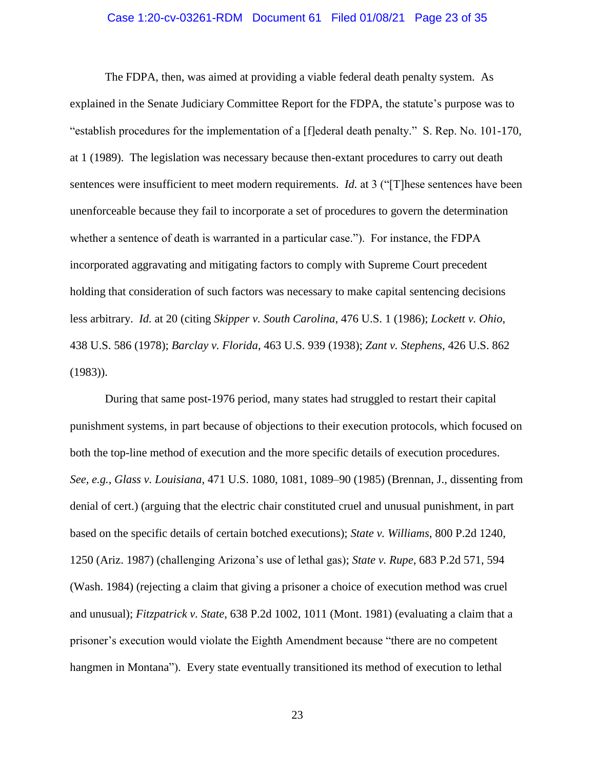The FDPA, then, was aimed at providing a viable federal death penalty system. As explained in the Senate Judiciary Committee Report for the FDPA, the statute's purpose was to "establish procedures for the implementation of a [f]ederal death penalty." S. Rep. No. 101-170, at 1 (1989). The legislation was necessary because then-extant procedures to carry out death sentences were insufficient to meet modern requirements. *Id.* at 3 ("[T]hese sentences have been unenforceable because they fail to incorporate a set of procedures to govern the determination whether a sentence of death is warranted in a particular case."). For instance, the FDPA incorporated aggravating and mitigating factors to comply with Supreme Court precedent holding that consideration of such factors was necessary to make capital sentencing decisions less arbitrary. *Id.* at 20 (citing *Skipper v. South Carolina*, 476 U.S. 1 (1986); *Lockett v. Ohio*, 438 U.S. 586 (1978); *Barclay v. Florida*, 463 U.S. 939 (1938); *Zant v. Stephens*, 426 U.S. 862 (1983)).

During that same post-1976 period, many states had struggled to restart their capital punishment systems, in part because of objections to their execution protocols, which focused on both the top-line method of execution and the more specific details of execution procedures. *See, e.g.*, *Glass v. Louisiana*, 471 U.S. 1080, 1081, 1089–90 (1985) (Brennan, J., dissenting from denial of cert.) (arguing that the electric chair constituted cruel and unusual punishment, in part based on the specific details of certain botched executions); *State v. Williams*, 800 P.2d 1240, 1250 (Ariz. 1987) (challenging Arizona's use of lethal gas); *State v. Rupe*, 683 P.2d 571, 594 (Wash. 1984) (rejecting a claim that giving a prisoner a choice of execution method was cruel and unusual); *Fitzpatrick v. State*, 638 P.2d 1002, 1011 (Mont. 1981) (evaluating a claim that a prisoner's execution would violate the Eighth Amendment because "there are no competent hangmen in Montana"). Every state eventually transitioned its method of execution to lethal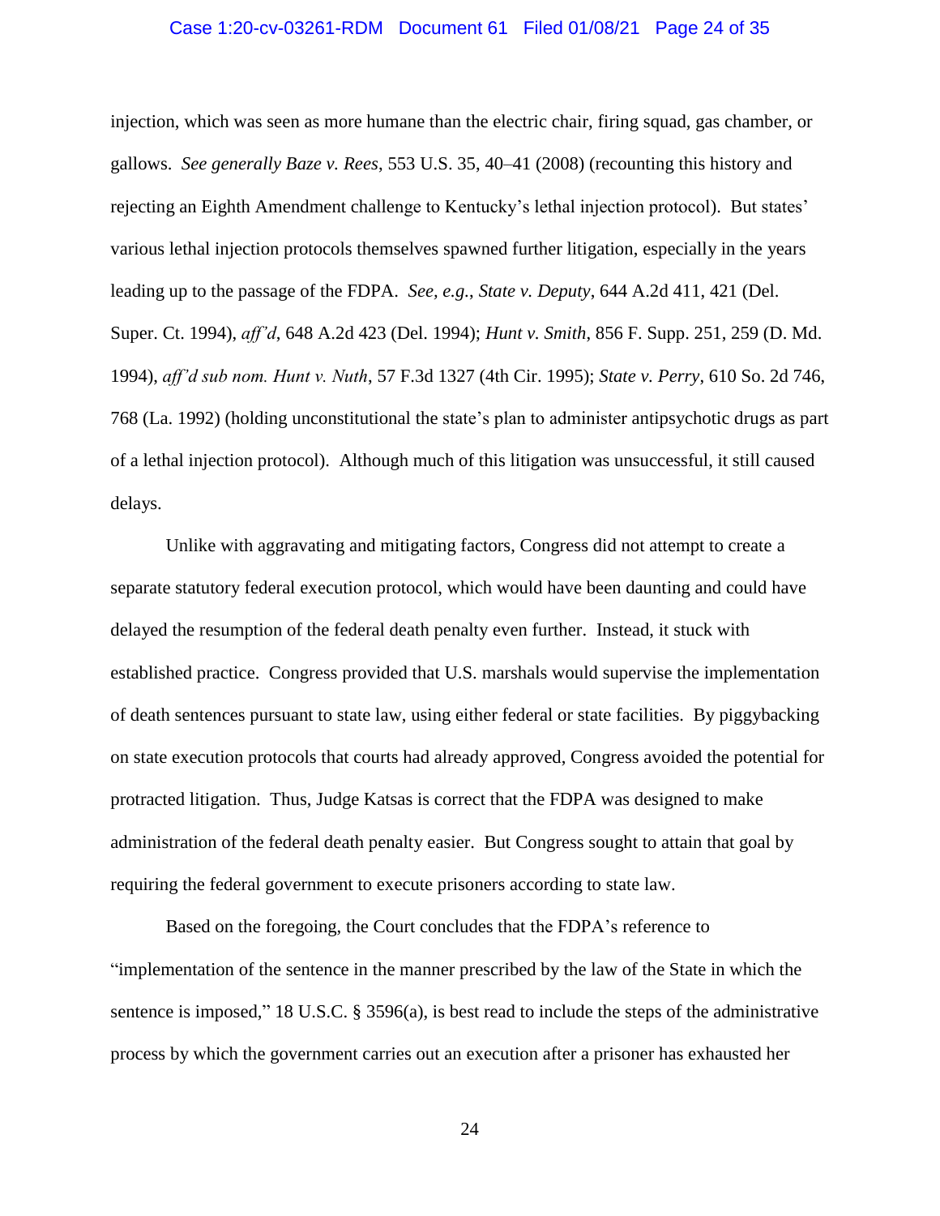injection, which was seen as more humane than the electric chair, firing squad, gas chamber, or gallows. *See generally Baze v. Rees*, 553 U.S. 35, 40–41 (2008) (recounting this history and rejecting an Eighth Amendment challenge to Kentucky's lethal injection protocol). But states' various lethal injection protocols themselves spawned further litigation, especially in the years leading up to the passage of the FDPA. *See, e.g.*, *State v. Deputy*, 644 A.2d 411, 421 (Del. Super. Ct. 1994), *aff'd*, 648 A.2d 423 (Del. 1994); *Hunt v. Smith*, 856 F. Supp. 251, 259 (D. Md. 1994), *aff'd sub nom. Hunt v. Nuth*, 57 F.3d 1327 (4th Cir. 1995); *State v. Perry*, 610 So. 2d 746, 768 (La. 1992) (holding unconstitutional the state's plan to administer antipsychotic drugs as part of a lethal injection protocol). Although much of this litigation was unsuccessful, it still caused delays.

Unlike with aggravating and mitigating factors, Congress did not attempt to create a separate statutory federal execution protocol, which would have been daunting and could have delayed the resumption of the federal death penalty even further. Instead, it stuck with established practice. Congress provided that U.S. marshals would supervise the implementation of death sentences pursuant to state law, using either federal or state facilities. By piggybacking on state execution protocols that courts had already approved, Congress avoided the potential for protracted litigation. Thus, Judge Katsas is correct that the FDPA was designed to make administration of the federal death penalty easier. But Congress sought to attain that goal by requiring the federal government to execute prisoners according to state law.

Based on the foregoing, the Court concludes that the FDPA's reference to "implementation of the sentence in the manner prescribed by the law of the State in which the sentence is imposed," 18 U.S.C. § 3596(a), is best read to include the steps of the administrative process by which the government carries out an execution after a prisoner has exhausted her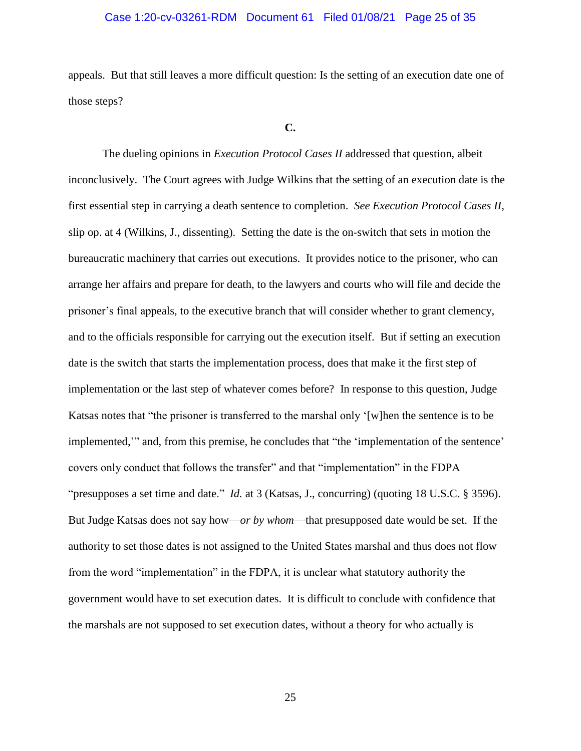appeals. But that still leaves a more difficult question: Is the setting of an execution date one of those steps?

**C.**

The dueling opinions in *Execution Protocol Cases II* addressed that question, albeit inconclusively. The Court agrees with Judge Wilkins that the setting of an execution date is the first essential step in carrying a death sentence to completion. *See Execution Protocol Cases II*, slip op. at 4 (Wilkins, J., dissenting). Setting the date is the on-switch that sets in motion the bureaucratic machinery that carries out executions. It provides notice to the prisoner, who can arrange her affairs and prepare for death, to the lawyers and courts who will file and decide the prisoner's final appeals, to the executive branch that will consider whether to grant clemency, and to the officials responsible for carrying out the execution itself. But if setting an execution date is the switch that starts the implementation process, does that make it the first step of implementation or the last step of whatever comes before? In response to this question, Judge Katsas notes that "the prisoner is transferred to the marshal only '[w]hen the sentence is to be implemented,'" and, from this premise, he concludes that "the 'implementation of the sentence' covers only conduct that follows the transfer" and that "implementation" in the FDPA "presupposes a set time and date." *Id.* at 3 (Katsas, J., concurring) (quoting 18 U.S.C. § 3596). But Judge Katsas does not say how—*or by whom*—that presupposed date would be set. If the authority to set those dates is not assigned to the United States marshal and thus does not flow from the word "implementation" in the FDPA, it is unclear what statutory authority the government would have to set execution dates. It is difficult to conclude with confidence that the marshals are not supposed to set execution dates, without a theory for who actually is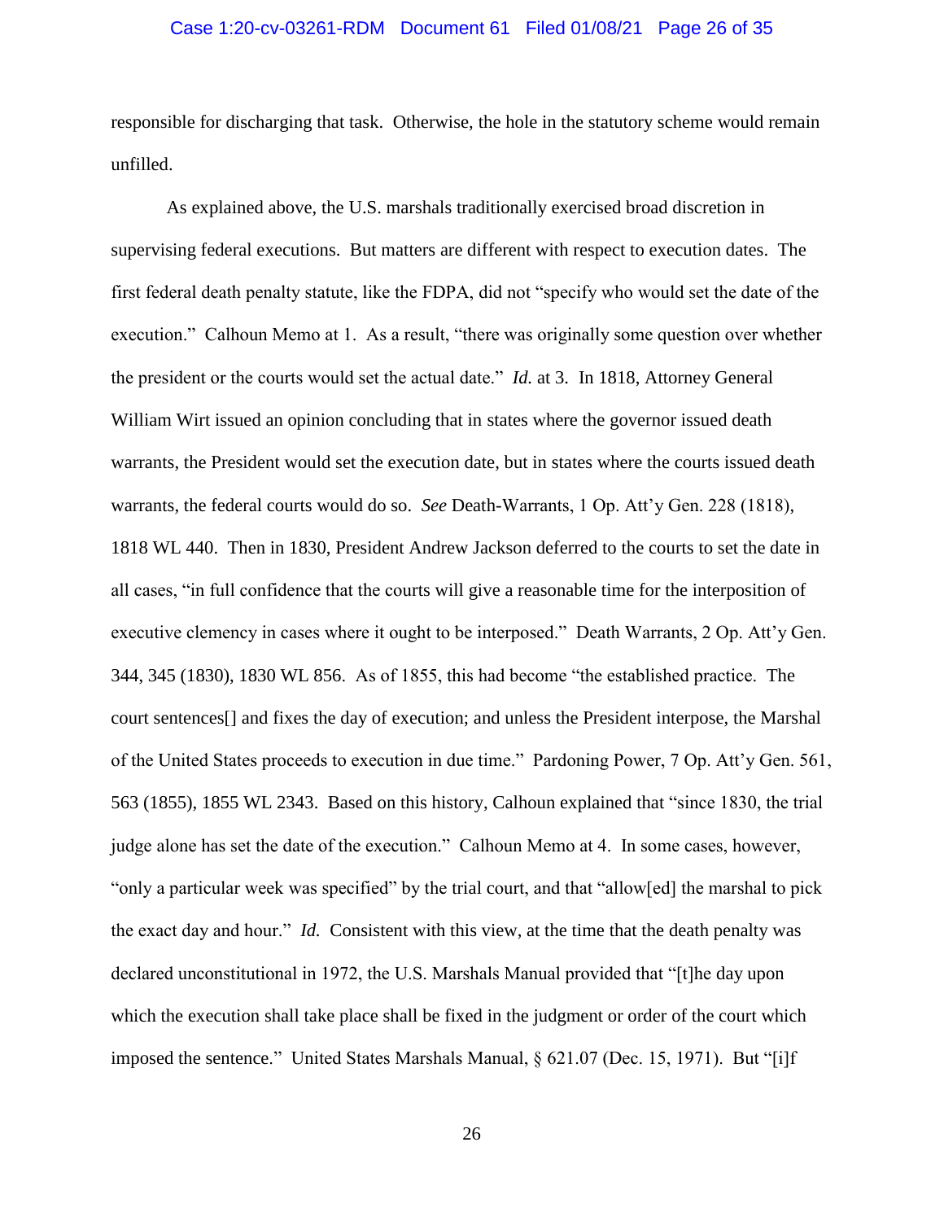responsible for discharging that task. Otherwise, the hole in the statutory scheme would remain unfilled.

As explained above, the U.S. marshals traditionally exercised broad discretion in supervising federal executions. But matters are different with respect to execution dates. The first federal death penalty statute, like the FDPA, did not "specify who would set the date of the execution." Calhoun Memo at 1. As a result, "there was originally some question over whether the president or the courts would set the actual date." *Id.* at 3. In 1818, Attorney General William Wirt issued an opinion concluding that in states where the governor issued death warrants, the President would set the execution date, but in states where the courts issued death warrants, the federal courts would do so. *See* Death-Warrants, 1 Op. Att'y Gen. 228 (1818), 1818 WL 440. Then in 1830, President Andrew Jackson deferred to the courts to set the date in all cases, "in full confidence that the courts will give a reasonable time for the interposition of executive clemency in cases where it ought to be interposed." Death Warrants, 2 Op. Att'y Gen. 344, 345 (1830), 1830 WL 856. As of 1855, this had become "the established practice. The court sentences[] and fixes the day of execution; and unless the President interpose, the Marshal of the United States proceeds to execution in due time." Pardoning Power, 7 Op. Att'y Gen. 561, 563 (1855), 1855 WL 2343. Based on this history, Calhoun explained that "since 1830, the trial judge alone has set the date of the execution." Calhoun Memo at 4. In some cases, however, "only a particular week was specified" by the trial court, and that "allow[ed] the marshal to pick the exact day and hour." *Id.* Consistent with this view, at the time that the death penalty was declared unconstitutional in 1972, the U.S. Marshals Manual provided that "[t]he day upon which the execution shall take place shall be fixed in the judgment or order of the court which imposed the sentence." United States Marshals Manual, § 621.07 (Dec. 15, 1971). But "[i]f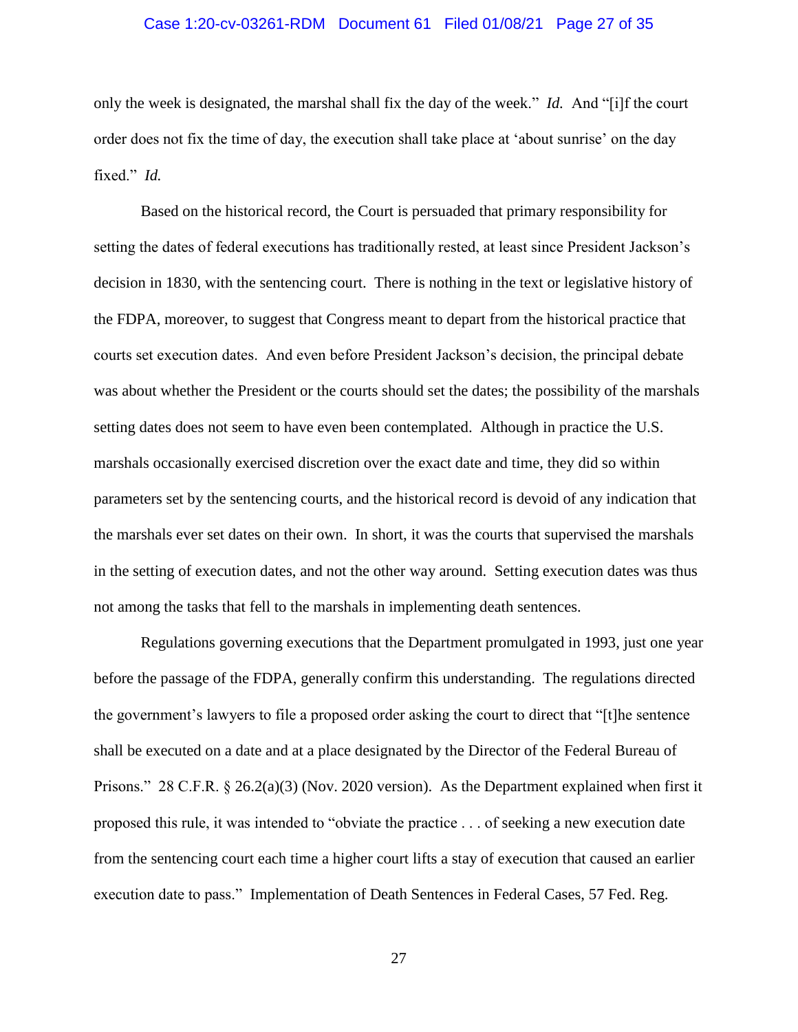only the week is designated, the marshal shall fix the day of the week." *Id.* And "[i]f the court order does not fix the time of day, the execution shall take place at 'about sunrise' on the day fixed." *Id.*

Based on the historical record, the Court is persuaded that primary responsibility for setting the dates of federal executions has traditionally rested, at least since President Jackson's decision in 1830, with the sentencing court. There is nothing in the text or legislative history of the FDPA, moreover, to suggest that Congress meant to depart from the historical practice that courts set execution dates. And even before President Jackson's decision, the principal debate was about whether the President or the courts should set the dates; the possibility of the marshals setting dates does not seem to have even been contemplated. Although in practice the U.S. marshals occasionally exercised discretion over the exact date and time, they did so within parameters set by the sentencing courts, and the historical record is devoid of any indication that the marshals ever set dates on their own. In short, it was the courts that supervised the marshals in the setting of execution dates, and not the other way around. Setting execution dates was thus not among the tasks that fell to the marshals in implementing death sentences.

Regulations governing executions that the Department promulgated in 1993, just one year before the passage of the FDPA, generally confirm this understanding. The regulations directed the government's lawyers to file a proposed order asking the court to direct that "[t]he sentence shall be executed on a date and at a place designated by the Director of the Federal Bureau of Prisons." 28 C.F.R. § 26.2(a)(3) (Nov. 2020 version). As the Department explained when first it proposed this rule, it was intended to "obviate the practice . . . of seeking a new execution date from the sentencing court each time a higher court lifts a stay of execution that caused an earlier execution date to pass." Implementation of Death Sentences in Federal Cases, 57 Fed. Reg.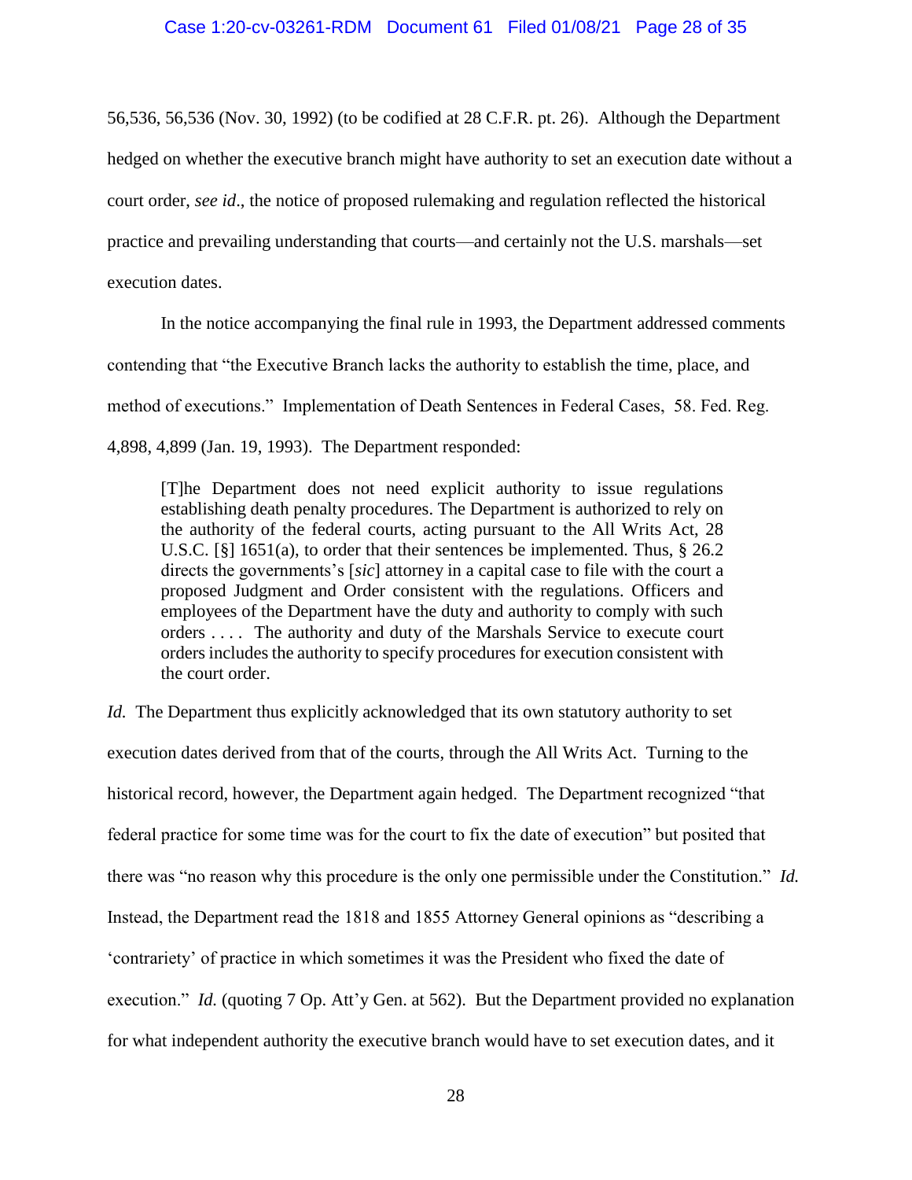56,536, 56,536 (Nov. 30, 1992) (to be codified at 28 C.F.R. pt. 26). Although the Department hedged on whether the executive branch might have authority to set an execution date without a court order, *see id*., the notice of proposed rulemaking and regulation reflected the historical practice and prevailing understanding that courts—and certainly not the U.S. marshals—set execution dates.

In the notice accompanying the final rule in 1993, the Department addressed comments contending that "the Executive Branch lacks the authority to establish the time, place, and method of executions." Implementation of Death Sentences in Federal Cases, 58. Fed. Reg. 4,898, 4,899 (Jan. 19, 1993). The Department responded:

> [T]he Department does not need explicit authority to issue regulations establishing death penalty procedures. The Department is authorized to rely on the authority of the federal courts, acting pursuant to the All Writs Act, 28 U.S.C. [§] 1651(a), to order that their sentences be implemented. Thus, § 26.2 directs the governments's [*sic*] attorney in a capital case to file with the court a proposed Judgment and Order consistent with the regulations. Officers and employees of the Department have the duty and authority to comply with such orders . . . . The authority and duty of the Marshals Service to execute court orders includes the authority to specify procedures for execution consistent with the court order.

*Id.* The Department thus explicitly acknowledged that its own statutory authority to set execution dates derived from that of the courts, through the All Writs Act. Turning to the historical record, however, the Department again hedged. The Department recognized "that federal practice for some time was for the court to fix the date of execution" but posited that there was "no reason why this procedure is the only one permissible under the Constitution." *Id.* Instead, the Department read the 1818 and 1855 Attorney General opinions as "describing a 'contrariety' of practice in which sometimes it was the President who fixed the date of execution." *Id.* (quoting 7 Op. Att'y Gen. at 562). But the Department provided no explanation for what independent authority the executive branch would have to set execution dates, and it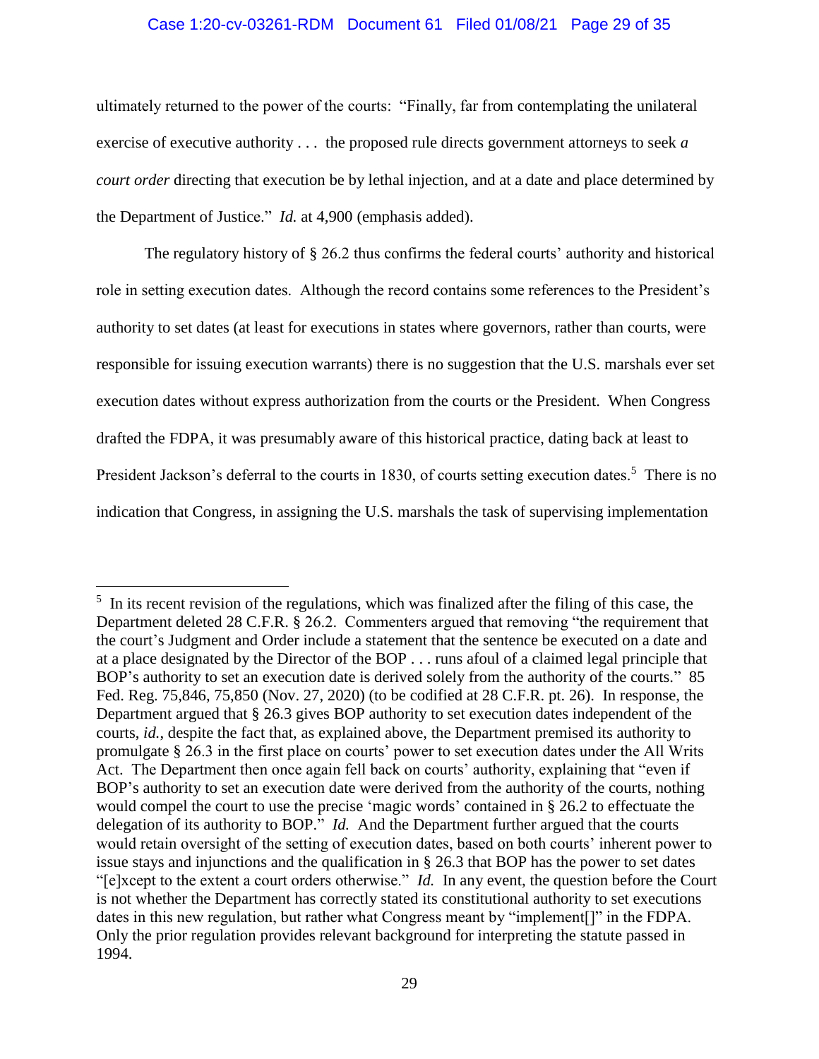ultimately returned to the power of the courts: "Finally, far from contemplating the unilateral exercise of executive authority . . . the proposed rule directs government attorneys to seek *a court order* directing that execution be by lethal injection, and at a date and place determined by the Department of Justice." *Id.* at 4,900 (emphasis added).

The regulatory history of § 26.2 thus confirms the federal courts' authority and historical role in setting execution dates. Although the record contains some references to the President's authority to set dates (at least for executions in states where governors, rather than courts, were responsible for issuing execution warrants) there is no suggestion that the U.S. marshals ever set execution dates without express authorization from the courts or the President. When Congress drafted the FDPA, it was presumably aware of this historical practice, dating back at least to President Jackson's deferral to the courts in 1830, of courts setting execution dates.[5] There is no indication that Congress, in assigning the U.S. marshals the task of supervising implementation

---

[5] In its recent revision of the regulations, which was finalized after the filing of this case, the Department deleted 28 C.F.R. § 26.2. Commenters argued that removing "the requirement that the court's Judgment and Order include a statement that the sentence be executed on a date and at a place designated by the Director of the BOP . . . runs afoul of a claimed legal principle that BOP's authority to set an execution date is derived solely from the authority of the courts." 85 Fed. Reg. 75,846, 75,850 (Nov. 27, 2020) (to be codified at 28 C.F.R. pt. 26). In response, the Department argued that § 26.3 gives BOP authority to set execution dates independent of the courts, *id.*, despite the fact that, as explained above, the Department premised its authority to promulgate § 26.3 in the first place on courts' power to set execution dates under the All Writs Act. The Department then once again fell back on courts' authority, explaining that "even if BOP's authority to set an execution date were derived from the authority of the courts, nothing would compel the court to use the precise 'magic words' contained in § 26.2 to effectuate the delegation of its authority to BOP." *Id.* And the Department further argued that the courts would retain oversight of the setting of execution dates, based on both courts' inherent power to issue stays and injunctions and the qualification in § 26.3 that BOP has the power to set dates "[e]xcept to the extent a court orders otherwise." *Id.* In any event, the question before the Court is not whether the Department has correctly stated its constitutional authority to set executions dates in this new regulation, but rather what Congress meant by "implement[]" in the FDPA. Only the prior regulation provides relevant background for interpreting the statute passed in 1994.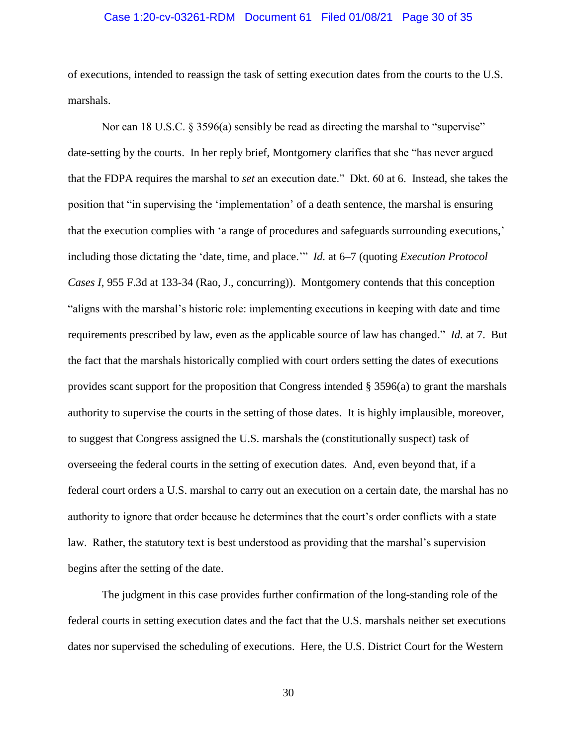of executions, intended to reassign the task of setting execution dates from the courts to the U.S. marshals.

Nor can 18 U.S.C. § 3596(a) sensibly be read as directing the marshal to "supervise" date-setting by the courts. In her reply brief, Montgomery clarifies that she "has never argued that the FDPA requires the marshal to *set* an execution date." Dkt. 60 at 6. Instead, she takes the position that "in supervising the 'implementation' of a death sentence, the marshal is ensuring that the execution complies with 'a range of procedures and safeguards surrounding executions,' including those dictating the 'date, time, and place.'" *Id.* at 6–7 (quoting *Execution Protocol Cases I*, 955 F.3d at 133-34 (Rao, J., concurring)). Montgomery contends that this conception "aligns with the marshal's historic role: implementing executions in keeping with date and time requirements prescribed by law, even as the applicable source of law has changed." *Id.* at 7. But the fact that the marshals historically complied with court orders setting the dates of executions provides scant support for the proposition that Congress intended § 3596(a) to grant the marshals authority to supervise the courts in the setting of those dates. It is highly implausible, moreover, to suggest that Congress assigned the U.S. marshals the (constitutionally suspect) task of overseeing the federal courts in the setting of execution dates. And, even beyond that, if a federal court orders a U.S. marshal to carry out an execution on a certain date, the marshal has no authority to ignore that order because he determines that the court's order conflicts with a state law. Rather, the statutory text is best understood as providing that the marshal's supervision begins after the setting of the date.

The judgment in this case provides further confirmation of the long-standing role of the federal courts in setting execution dates and the fact that the U.S. marshals neither set executions dates nor supervised the scheduling of executions. Here, the U.S. District Court for the Western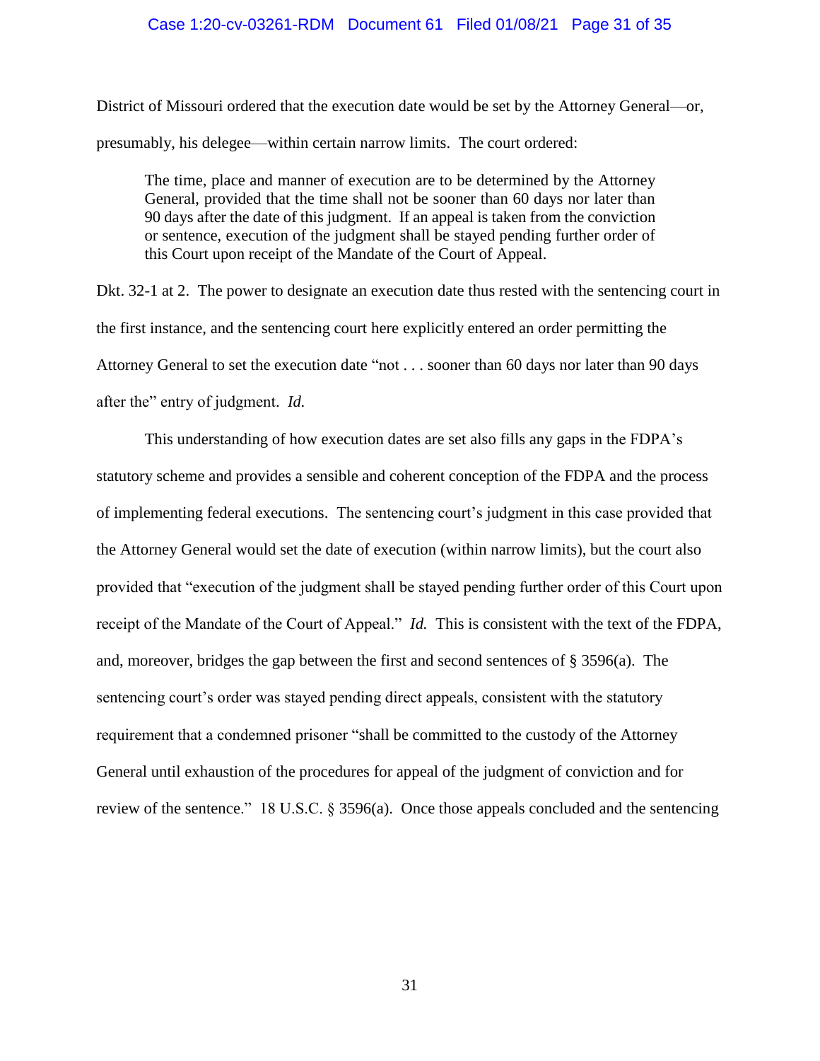District of Missouri ordered that the execution date would be set by the Attorney General—or, presumably, his delegee—within certain narrow limits. The court ordered:

> The time, place and manner of execution are to be determined by the Attorney General, provided that the time shall not be sooner than 60 days nor later than 90 days after the date of this judgment. If an appeal is taken from the conviction or sentence, execution of the judgment shall be stayed pending further order of this Court upon receipt of the Mandate of the Court of Appeal.

Dkt. 32-1 at 2. The power to designate an execution date thus rested with the sentencing court in the first instance, and the sentencing court here explicitly entered an order permitting the Attorney General to set the execution date "not . . . sooner than 60 days nor later than 90 days after the" entry of judgment. *Id.*

This understanding of how execution dates are set also fills any gaps in the FDPA's statutory scheme and provides a sensible and coherent conception of the FDPA and the process of implementing federal executions. The sentencing court's judgment in this case provided that the Attorney General would set the date of execution (within narrow limits), but the court also provided that "execution of the judgment shall be stayed pending further order of this Court upon receipt of the Mandate of the Court of Appeal." *Id.* This is consistent with the text of the FDPA, and, moreover, bridges the gap between the first and second sentences of § 3596(a). The sentencing court's order was stayed pending direct appeals, consistent with the statutory requirement that a condemned prisoner "shall be committed to the custody of the Attorney General until exhaustion of the procedures for appeal of the judgment of conviction and for review of the sentence." 18 U.S.C. § 3596(a). Once those appeals concluded and the sentencing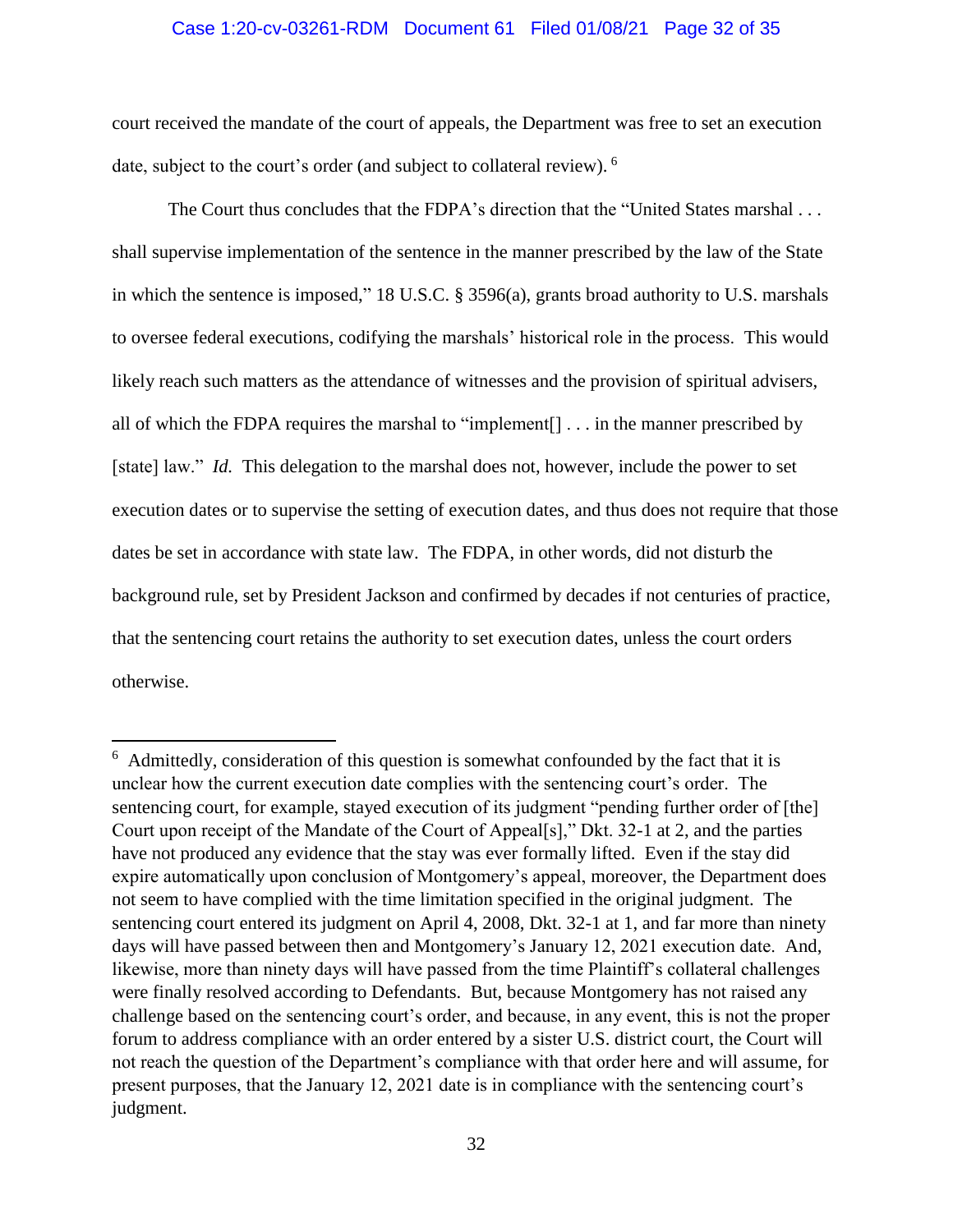court received the mandate of the court of appeals, the Department was free to set an execution date, subject to the court's order (and subject to collateral review). [6]

The Court thus concludes that the FDPA's direction that the "United States marshal . . . shall supervise implementation of the sentence in the manner prescribed by the law of the State in which the sentence is imposed," 18 U.S.C. § 3596(a), grants broad authority to U.S. marshals to oversee federal executions, codifying the marshals' historical role in the process. This would likely reach such matters as the attendance of witnesses and the provision of spiritual advisers, all of which the FDPA requires the marshal to "implement[] . . . in the manner prescribed by [state] law." *Id.* This delegation to the marshal does not, however, include the power to set execution dates or to supervise the setting of execution dates, and thus does not require that those dates be set in accordance with state law. The FDPA, in other words, did not disturb the background rule, set by President Jackson and confirmed by decades if not centuries of practice, that the sentencing court retains the authority to set execution dates, unless the court orders otherwise.

---

[6] Admittedly, consideration of this question is somewhat confounded by the fact that it is unclear how the current execution date complies with the sentencing court's order. The sentencing court, for example, stayed execution of its judgment "pending further order of [the] Court upon receipt of the Mandate of the Court of Appeal[s]," Dkt. 32-1 at 2, and the parties have not produced any evidence that the stay was ever formally lifted. Even if the stay did expire automatically upon conclusion of Montgomery's appeal, moreover, the Department does not seem to have complied with the time limitation specified in the original judgment. The sentencing court entered its judgment on April 4, 2008, Dkt. 32-1 at 1, and far more than ninety days will have passed between then and Montgomery's January 12, 2021 execution date. And, likewise, more than ninety days will have passed from the time Plaintiff's collateral challenges were finally resolved according to Defendants. But, because Montgomery has not raised any challenge based on the sentencing court's order, and because, in any event, this is not the proper forum to address compliance with an order entered by a sister U.S. district court, the Court will not reach the question of the Department's compliance with that order here and will assume, for present purposes, that the January 12, 2021 date is in compliance with the sentencing court's judgment.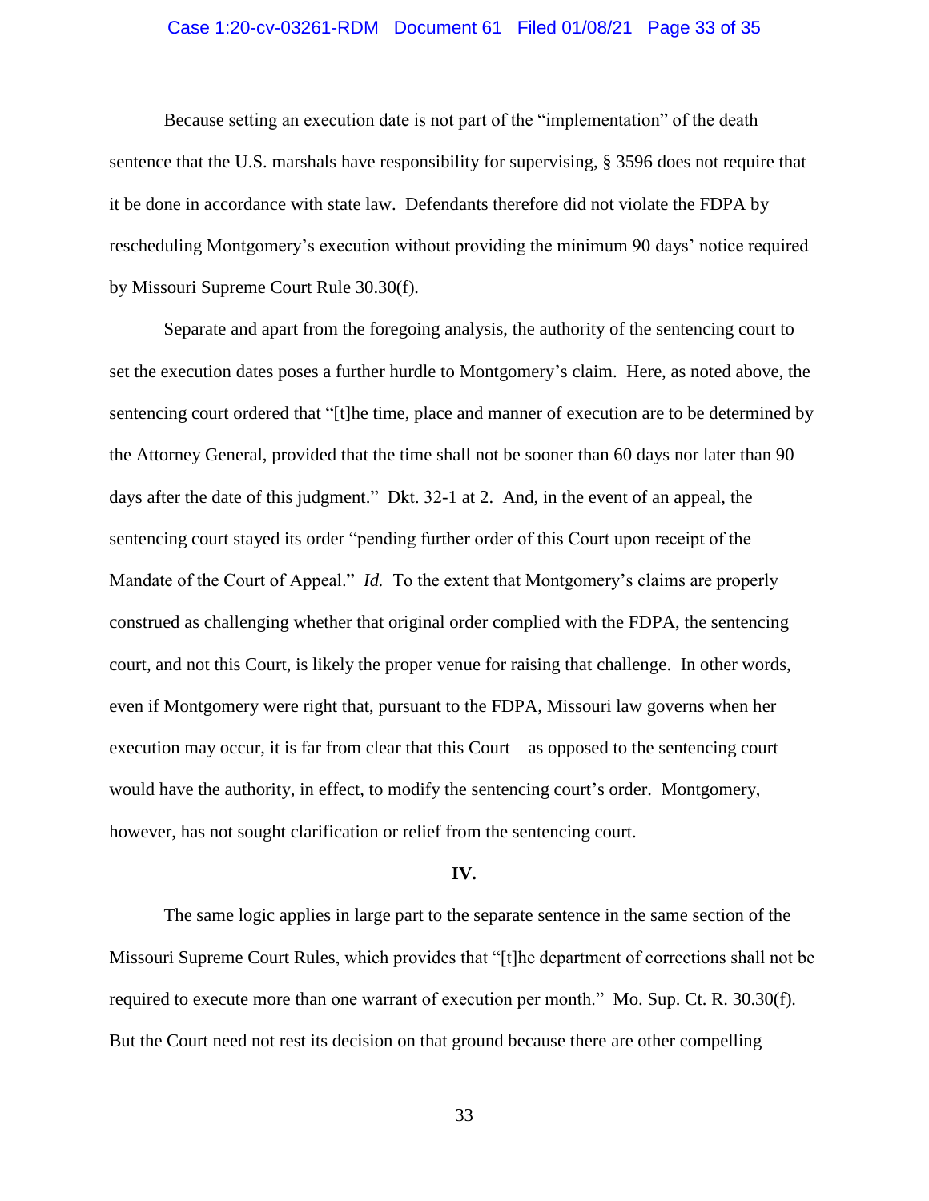Because setting an execution date is not part of the "implementation" of the death sentence that the U.S. marshals have responsibility for supervising, § 3596 does not require that it be done in accordance with state law. Defendants therefore did not violate the FDPA by rescheduling Montgomery's execution without providing the minimum 90 days' notice required by Missouri Supreme Court Rule 30.30(f).

Separate and apart from the foregoing analysis, the authority of the sentencing court to set the execution dates poses a further hurdle to Montgomery's claim. Here, as noted above, the sentencing court ordered that "[t]he time, place and manner of execution are to be determined by the Attorney General, provided that the time shall not be sooner than 60 days nor later than 90 days after the date of this judgment." Dkt. 32-1 at 2. And, in the event of an appeal, the sentencing court stayed its order "pending further order of this Court upon receipt of the Mandate of the Court of Appeal." *Id.* To the extent that Montgomery's claims are properly construed as challenging whether that original order complied with the FDPA, the sentencing court, and not this Court, is likely the proper venue for raising that challenge. In other words, even if Montgomery were right that, pursuant to the FDPA, Missouri law governs when her execution may occur, it is far from clear that this Court—as opposed to the sentencing court—would have the authority, in effect, to modify the sentencing court's order. Montgomery, however, has not sought clarification or relief from the sentencing court.

**IV.**

The same logic applies in large part to the separate sentence in the same section of the Missouri Supreme Court Rules, which provides that "[t]he department of corrections shall not be required to execute more than one warrant of execution per month." Mo. Sup. Ct. R. 30.30(f). But the Court need not rest its decision on that ground because there are other compelling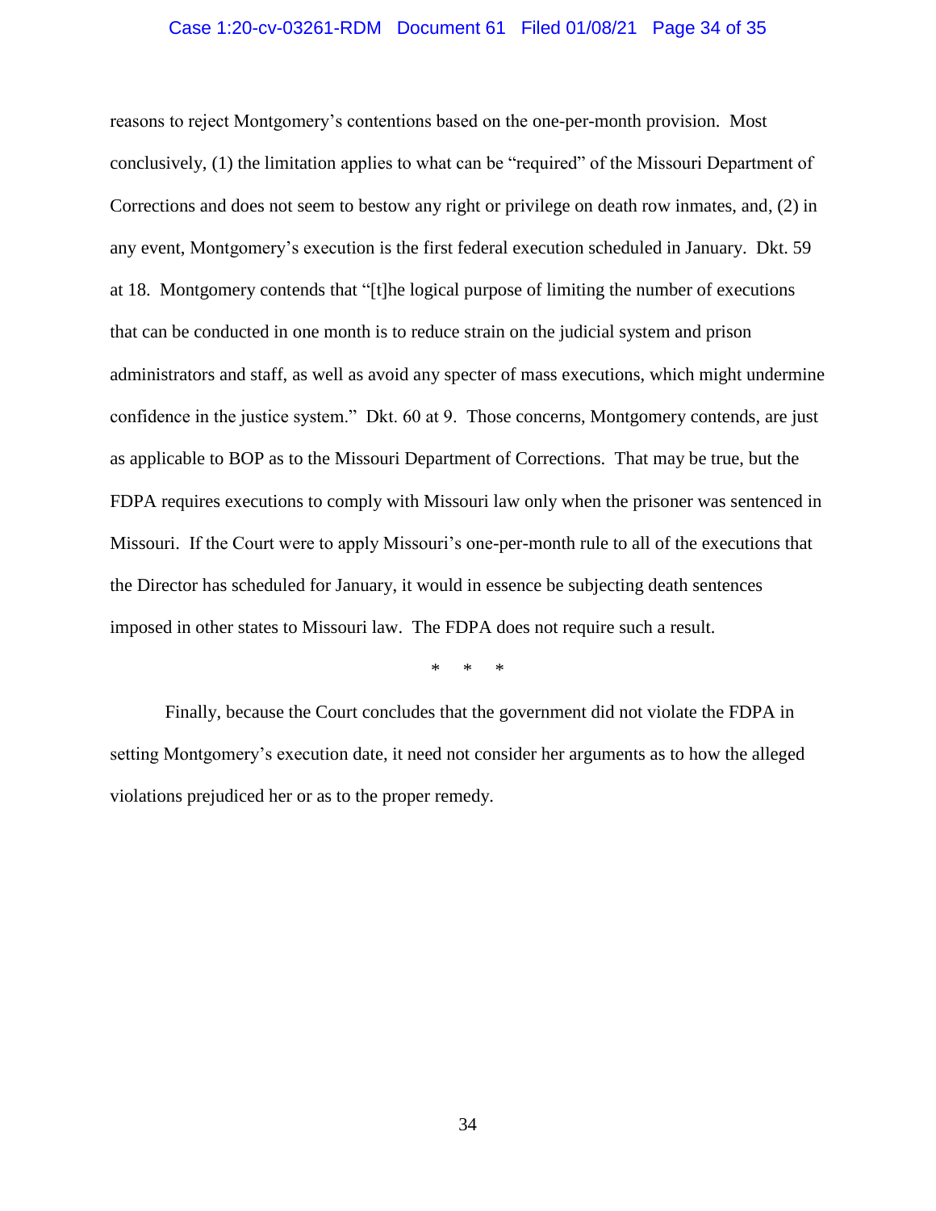reasons to reject Montgomery's contentions based on the one-per-month provision. Most conclusively, (1) the limitation applies to what can be "required" of the Missouri Department of Corrections and does not seem to bestow any right or privilege on death row inmates, and, (2) in any event, Montgomery's execution is the first federal execution scheduled in January. Dkt. 59 at 18. Montgomery contends that "[t]he logical purpose of limiting the number of executions that can be conducted in one month is to reduce strain on the judicial system and prison administrators and staff, as well as avoid any specter of mass executions, which might undermine confidence in the justice system." Dkt. 60 at 9. Those concerns, Montgomery contends, are just as applicable to BOP as to the Missouri Department of Corrections. That may be true, but the FDPA requires executions to comply with Missouri law only when the prisoner was sentenced in Missouri. If the Court were to apply Missouri's one-per-month rule to all of the executions that the Director has scheduled for January, it would in essence be subjecting death sentences imposed in other states to Missouri law. The FDPA does not require such a result.

\* \* \*

Finally, because the Court concludes that the government did not violate the FDPA in setting Montgomery's execution date, it need not consider her arguments as to how the alleged violations prejudiced her or as to the proper remedy.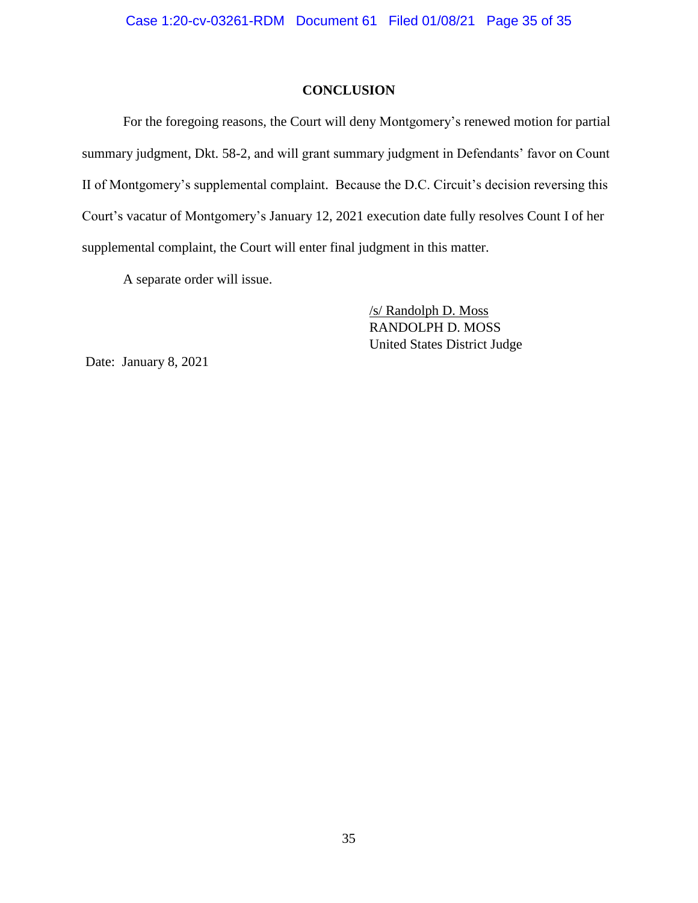## CONCLUSION

For the foregoing reasons, the Court will deny Montgomery's renewed motion for partial summary judgment, Dkt. 58-2, and will grant summary judgment in Defendants' favor on Count II of Montgomery's supplemental complaint. Because the D.C. Circuit's decision reversing this Court's vacatur of Montgomery's January 12, 2021 execution date fully resolves Count I of her supplemental complaint, the Court will enter final judgment in this matter.

A separate order will issue.

/s/ Randolph D. Moss
RANDOLPH D. MOSS
United States District Judge

Date: January 8, 2021